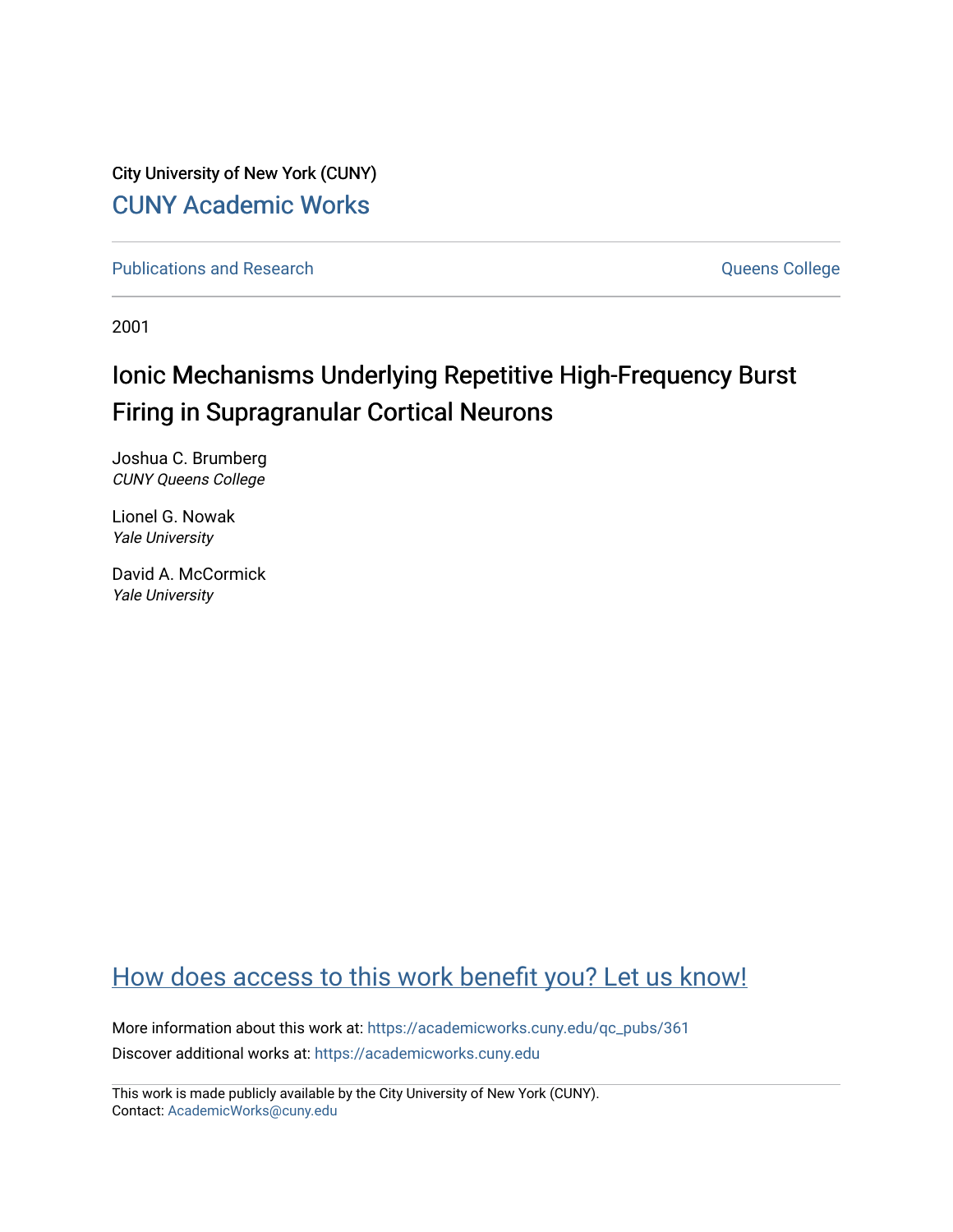City University of New York (CUNY)

[CUNY Academic Works](https://academicworks.cuny.edu)

Publications and Research | Queens College

2001

# Ionic Mechanisms Underlying Repetitive High-Frequency Burst Firing in Supragranular Cortical Neurons

Joshua C. Brumberg
*CUNY Queens College*

Lionel G. Nowak
*Yale University*

David A. McCormick
*Yale University*

How does access to this work benefit you? Let us know!

More information about this work at: https://academicworks.cuny.edu/qc_pubs/361

Discover additional works at: https://academicworks.cuny.edu

This work is made publicly available by the City University of New York (CUNY).
Contact: AcademicWorks@cuny.edu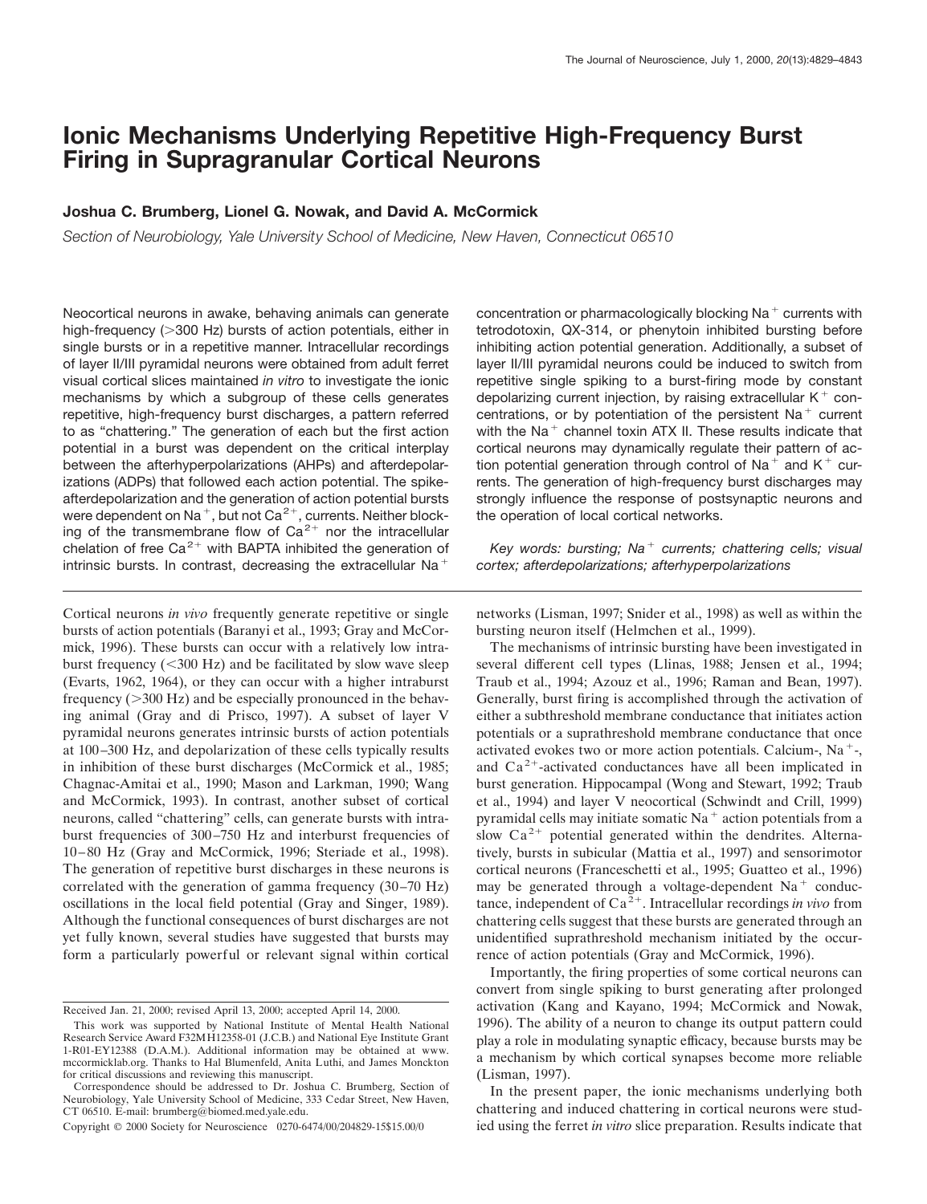# Ionic Mechanisms Underlying Repetitive High-Frequency Burst Firing in Supragranular Cortical Neurons

**Joshua C. Brumberg, Lionel G. Nowak, and David A. McCormick**

*Section of Neurobiology, Yale University School of Medicine, New Haven, Connecticut 06510*

Neocortical neurons in awake, behaving animals can generate high-frequency (>300 Hz) bursts of action potentials, either in single bursts or in a repetitive manner. Intracellular recordings of layer II/III pyramidal neurons were obtained from adult ferret visual cortical slices maintained *in vitro* to investigate the ionic mechanisms by which a subgroup of these cells generates repetitive, high-frequency burst discharges, a pattern referred to as "chattering." The generation of each but the first action potential in a burst was dependent on the critical interplay between the afterhyperpolarizations (AHPs) and afterdepolarizations (ADPs) that followed each action potential. The spike-afterdepolarization and the generation of action potential bursts were dependent on $Na^+$, but not $Ca^{2+}$, currents. Neither blocking of the transmembrane flow of $Ca^{2+}$ nor the intracellular chelation of free $Ca^{2+}$ with BAPTA inhibited the generation of intrinsic bursts. In contrast, decreasing the extracellular $Na^+$ concentration or pharmacologically blocking $Na^+$ currents with tetrodotoxin, QX-314, or phenytoin inhibited bursting before inhibiting action potential generation. Additionally, a subset of layer II/III pyramidal neurons could be induced to switch from repetitive single spiking to a burst-firing mode by constant depolarizing current injection, by raising extracellular $K^+$ concentrations, or by potentiation of the persistent $Na^+$ current with the $Na^+$ channel toxin ATX II. These results indicate that cortical neurons may dynamically regulate their pattern of action potential generation through control of $Na^+$ and $K^+$ currents. The generation of high-frequency burst discharges may strongly influence the response of postsynaptic neurons and the operation of local cortical networks.

*Key words: bursting; $Na^+$ currents; chattering cells; visual cortex; afterdepolarizations; afterhyperpolarizations*

Cortical neurons *in vivo* frequently generate repetitive or single bursts of action potentials (Baranyi et al., 1993; Gray and McCormick, 1996). These bursts can occur with a relatively low intraburst frequency (<300 Hz) and be facilitated by slow wave sleep (Evarts, 1962, 1964), or they can occur with a higher intraburst frequency (>300 Hz) and be especially pronounced in the behaving animal (Gray and di Prisco, 1997). A subset of layer V pyramidal neurons generates intrinsic bursts of action potentials at 100–300 Hz, and depolarization of these cells typically results in inhibition of these burst discharges (McCormick et al., 1985; Chagnac-Amitai et al., 1990; Mason and Larkman, 1990; Wang and McCormick, 1993). In contrast, another subset of cortical neurons, called "chattering" cells, can generate bursts with intraburst frequencies of 300–750 Hz and interburst frequencies of 10–80 Hz (Gray and McCormick, 1996; Steriade et al., 1998). The generation of repetitive burst discharges in these neurons is correlated with the generation of gamma frequency (30–70 Hz) oscillations in the local field potential (Gray and Singer, 1989). Although the functional consequences of burst discharges are not yet fully known, several studies have suggested that bursts may form a particularly powerful or relevant signal within cortical networks (Lisman, 1997; Snider et al., 1998) as well as within the bursting neuron itself (Helmchen et al., 1999).

The mechanisms of intrinsic bursting have been investigated in several different cell types (Llinas, 1988; Jensen et al., 1994; Traub et al., 1994; Azouz et al., 1996; Raman and Bean, 1997). Generally, burst firing is accomplished through the activation of either a subthreshold membrane conductance that initiates action potentials or a suprathreshold membrane conductance that once activated evokes two or more action potentials. Calcium-, $Na^+$-, and $Ca^{2+}$-activated conductances have all been implicated in burst generation. Hippocampal (Wong and Stewart, 1992; Traub et al., 1994) and layer V neocortical (Schwindt and Crill, 1999) pyramidal cells may initiate somatic $Na^+$ action potentials from a slow $Ca^{2+}$ potential generated within the dendrites. Alternatively, bursts in subicular (Mattia et al., 1997) and sensorimotor cortical neurons (Franceschetti et al., 1995; Guatteo et al., 1996) may be generated through a voltage-dependent $Na^+$ conductance, independent of $Ca^{2+}$. Intracellular recordings *in vivo* from chattering cells suggest that these bursts are generated through an unidentified suprathreshold mechanism initiated by the occurrence of action potentials (Gray and McCormick, 1996).

Importantly, the firing properties of some cortical neurons can convert from single spiking to burst generating after prolonged activation (Kang and Kayano, 1994; McCormick and Nowak, 1996). The ability of a neuron to change its output pattern could play a role in modulating synaptic efficacy, because bursts may be a mechanism by which cortical synapses become more reliable (Lisman, 1997).

In the present paper, the ionic mechanisms underlying both chattering and induced chattering in cortical neurons were studied using the ferret *in vitro* slice preparation. Results indicate that

Received Jan. 21, 2000; revised April 13, 2000; accepted April 14, 2000.

This work was supported by National Institute of Mental Health National Research Service Award F32MH12358-01 (J.C.B.) and National Eye Institute Grant 1-R01-EY12388 (D.A.M.). Additional information may be obtained at www.mccormicklab.org. Thanks to Hal Blumenfeld, Anita Luthi, and James Monckton for critical discussions and reviewing this manuscript.

Correspondence should be addressed to Dr. Joshua C. Brumberg, Section of Neurobiology, Yale University School of Medicine, 333 Cedar Street, New Haven, CT 06510. E-mail: brumberg@biomed.med.yale.edu.

Copyright © 2000 Society for Neuroscience 0270-6474/00/204829-15$15.00/0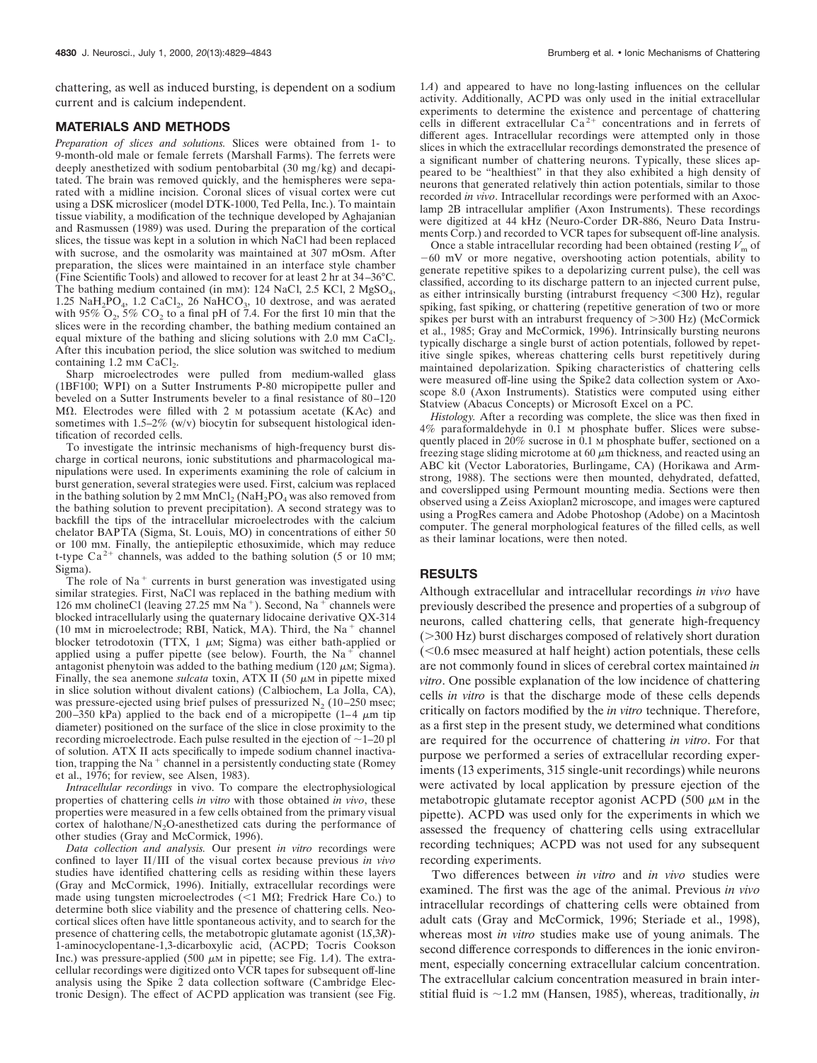chattering, as well as induced bursting, is dependent on a sodium current and is calcium independent.

## MATERIALS AND METHODS

*Preparation of slices and solutions.* Slices were obtained from 1- to 9-month-old male or female ferrets (Marshall Farms). The ferrets were deeply anesthetized with sodium pentobarbital (30 mg/kg) and decapitated. The brain was removed quickly, and the hemispheres were separated with a midline incision. Coronal slices of visual cortex were cut using a DSK microslicer (model DTK-1000, Ted Pella, Inc.). To maintain tissue viability, a modification of the technique developed by Aghajanian and Rasmussen (1989) was used. During the preparation of the cortical slices, the tissue was kept in a solution in which NaCl had been replaced with sucrose, and the osmolarity was maintained at 307 mOsm. After preparation, the slices were maintained in an interface style chamber (Fine Scientific Tools) and allowed to recover for at least 2 hr at 34–36°C. The bathing medium contained (in mM): 124 NaCl, 2.5 KCl, 2 $MgSO_4$, 1.25 $NaH_2PO_4$, 1.2 $CaCl_2$, 26 $NaHCO_3$, 10 dextrose, and was aerated with 95% $O_2$, 5% $CO_2$ to a final pH of 7.4. For the first 10 min that the slices were in the recording chamber, the bathing medium contained an equal mixture of the bathing and slicing solutions with 2.0 mM $CaCl_2$. After this incubation period, the slice solution was switched to medium containing 1.2 mM $CaCl_2$.

Sharp microelectrodes were pulled from medium-walled glass (1BF100; WPI) on a Sutter Instruments P-80 micropipette puller and beveled on a Sutter Instruments beveler to a final resistance of 80–120 MΩ. Electrodes were filled with 2 M potassium acetate (KAc) and sometimes with 1.5–2% (w/v) biocytin for subsequent histological identification of recorded cells.

To investigate the intrinsic mechanisms of high-frequency burst discharge in cortical neurons, ionic substitutions and pharmacological manipulations were used. In experiments examining the role of calcium in burst generation, several strategies were used. First, calcium was replaced in the bathing solution by 2 mM $MnCl_2$ ($NaH_2PO_4$ was also removed from the bathing solution to prevent precipitation). A second strategy was to backfill the tips of the intracellular microelectrodes with the calcium chelator BAPTA (Sigma, St. Louis, MO) in concentrations of either 50 or 100 mM. Finally, the antiepileptic ethosuximide, which may reduce t-type $Ca^{2+}$ channels, was added to the bathing solution (5 or 10 mM; Sigma).

The role of $Na^+$ currents in burst generation was investigated using similar strategies. First, NaCl was replaced in the bathing medium with 126 mM cholineCl (leaving 27.25 mM $Na^+$). Second, $Na^+$ channels were blocked intracellularly using the quaternary lidocaine derivative QX-314 (10 mM in microelectrode; RBI, Natick, MA). Third, the $Na^+$ channel blocker tetrodotoxin (TTX, 1 μM; Sigma) was either bath-applied or applied using a puffer pipette (see below). Fourth, the $Na^+$ channel antagonist phenytoin was added to the bathing medium (120 μM; Sigma). Finally, the sea anemone *sulcata* toxin, ATX II (50 μM in pipette mixed in slice solution without divalent cations) (Calbiochem, La Jolla, CA), was pressure-ejected using brief pulses of pressurized $N_2$ (10–250 msec; 200–350 kPa) applied to the back end of a micropipette (1–4 μm tip diameter) positioned on the surface of the slice in close proximity to the recording microelectrode. Each pulse resulted in the ejection of ~1–20 pl of solution. ATX II acts specifically to impede sodium channel inactivation, trapping the $Na^+$ channel in a persistently conducting state (Romey et al., 1976; for review, see Alsen, 1983).

*Intracellular recordings* in vivo. To compare the electrophysiological properties of chattering cells *in vitro* with those obtained *in vivo*, these properties were measured in a few cells obtained from the primary visual cortex of halothane/$N_2O$-anesthetized cats during the performance of other studies (Gray and McCormick, 1996).

*Data collection and analysis.* Our present *in vitro* recordings were confined to layer II/III of the visual cortex because previous *in vivo* studies have identified chattering cells as residing within these layers (Gray and McCormick, 1996). Initially, extracellular recordings were made using tungsten microelectrodes (<1 MΩ; Fredrick Hare Co.) to determine both slice viability and the presence of chattering cells. Neocortical slices often have little spontaneous activity, and to search for the presence of chattering cells, the metabotropic glutamate agonist (1*S*,3*R*)-1-aminocyclopentane-1,3-dicarboxylic acid, (ACPD; Tocris Cookson Inc.) was pressure-applied (500 μM in pipette; see Fig. 1*A*). The extracellular recordings were digitized onto VCR tapes for subsequent off-line analysis using the Spike 2 data collection software (Cambridge Electronic Design). The effect of ACPD application was transient (see Fig. 1*A*) and appeared to have no long-lasting influences on the cellular activity. Additionally, ACPD was only used in the initial extracellular experiments to determine the existence and percentage of chattering cells in different extracellular $Ca^{2+}$ concentrations and in ferrets of different ages. Intracellular recordings were attempted only in those slices in which the extracellular recordings demonstrated the presence of a significant number of chattering neurons. Typically, these slices appeared to be "healthiest" in that they also exhibited a high density of neurons that generated relatively thin action potentials, similar to those recorded *in vivo*. Intracellular recordings were performed with an Axoclamp 2B intracellular amplifier (Axon Instruments). These recordings were digitized at 44 kHz (Neuro-Corder DR-886, Neuro Data Instruments Corp.) and recorded to VCR tapes for subsequent off-line analysis.

Once a stable intracellular recording had been obtained (resting $V_m$ of −60 mV or more negative, overshooting action potentials, ability to generate repetitive spikes to a depolarizing current pulse), the cell was classified, according to its discharge pattern to an injected current pulse, as either intrinsically bursting (intraburst frequency <300 Hz), regular spiking, fast spiking, or chattering (repetitive generation of two or more spikes per burst with an intraburst frequency of >300 Hz) (McCormick et al., 1985; Gray and McCormick, 1996). Intrinsically bursting neurons typically discharge a single burst of action potentials, followed by repetitive single spikes, whereas chattering cells burst repetitively during maintained depolarization. Spiking characteristics of chattering cells were measured off-line using the Spike2 data collection system or Axoscope 8.0 (Axon Instruments). Statistics were computed using either Statview (Abacus Concepts) or Microsoft Excel on a PC.

*Histology.* After a recording was complete, the slice was then fixed in 4% paraformaldehyde in 0.1 M phosphate buffer. Slices were subsequently placed in 20% sucrose in 0.1 M phosphate buffer, sectioned on a freezing stage sliding microtome at 60 μm thickness, and reacted using an ABC kit (Vector Laboratories, Burlingame, CA) (Horikawa and Armstrong, 1988). The sections were then mounted, dehydrated, defatted, and coverslipped using Permount mounting media. Sections were then observed using a Zeiss Axioplan2 microscope, and images were captured using a ProgRes camera and Adobe Photoshop (Adobe) on a Macintosh computer. The general morphological features of the filled cells, as well as their laminar locations, were then noted.

## RESULTS

Although extracellular and intracellular recordings *in vivo* have previously described the presence and properties of a subgroup of neurons, called chattering cells, that generate high-frequency (>300 Hz) burst discharges composed of relatively short duration (<0.6 msec measured at half height) action potentials, these cells are not commonly found in slices of cerebral cortex maintained *in vitro*. One possible explanation of the low incidence of chattering cells *in vitro* is that the discharge mode of these cells depends critically on factors modified by the *in vitro* technique. Therefore, as a first step in the present study, we determined what conditions are required for the occurrence of chattering *in vitro*. For that purpose we performed a series of extracellular recording experiments (13 experiments, 315 single-unit recordings) while neurons were activated by local application by pressure ejection of the metabotropic glutamate receptor agonist ACPD (500 μM in the pipette). ACPD was used only for the experiments in which we assessed the frequency of chattering cells using extracellular recording techniques; ACPD was not used for any subsequent recording experiments.

Two differences between *in vitro* and *in vivo* studies were examined. The first was the age of the animal. Previous *in vivo* intracellular recordings of chattering cells were obtained from adult cats (Gray and McCormick, 1996; Steriade et al., 1998), whereas most *in vitro* studies make use of young animals. The second difference corresponds to differences in the ionic environment, especially concerning extracellular calcium concentration. The extracellular calcium concentration measured in brain interstitial fluid is ~1.2 mM (Hansen, 1985), whereas, traditionally, *in*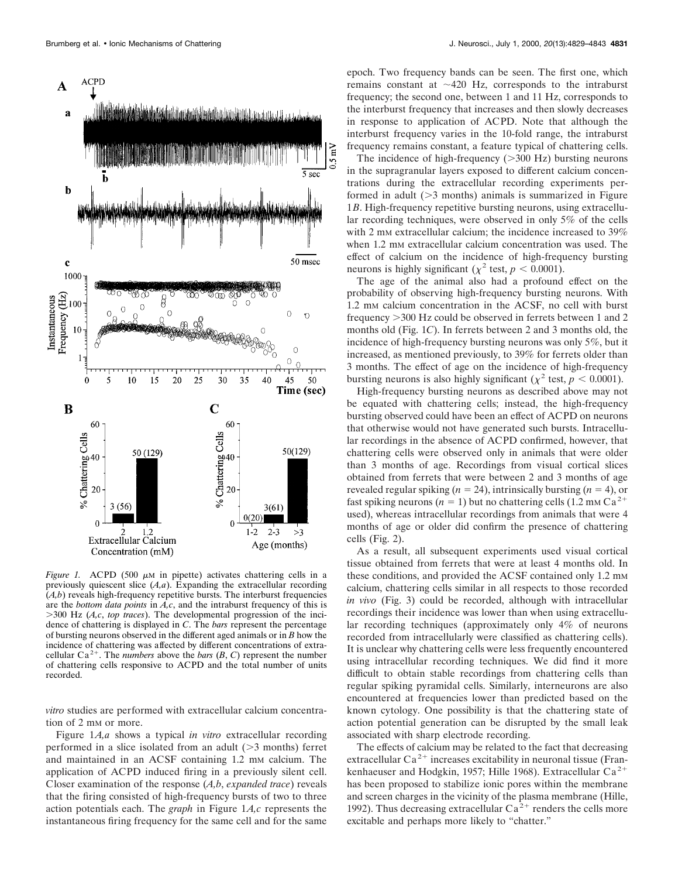*Figure 1.* ACPD (500 μM in pipette) activates chattering cells in a previously quiescent slice (*A,a*). Expanding the extracellular recording (*A,b*) reveals high-frequency repetitive bursts. The interburst frequencies are the *bottom data points* in *A,c*, and the intraburst frequency of this is >300 Hz (*A,c*, *top traces*). The developmental progression of the incidence of chattering is displayed in *C*. The *bars* represent the percentage of bursting neurons observed in the different aged animals or in *B* how the incidence of chattering was affected by different concentrations of extracellular $Ca^{2+}$. The *numbers* above the *bars* (*B*, *C*) represent the number of chattering cells responsive to ACPD and the total number of units recorded.

*vitro* studies are performed with extracellular calcium concentration of 2 mM or more.

Figure 1*A,a* shows a typical *in vitro* extracellular recording performed in a slice isolated from an adult (>3 months) ferret and maintained in an ACSF containing 1.2 mM calcium. The application of ACPD induced firing in a previously silent cell. Closer examination of the response (*A,b*, *expanded trace*) reveals that the firing consisted of high-frequency bursts of two to three action potentials each. The *graph* in Figure 1*A,c* represents the instantaneous firing frequency for the same cell and for the same epoch. Two frequency bands can be seen. The first one, which remains constant at ~420 Hz, corresponds to the intraburst frequency; the second one, between 1 and 11 Hz, corresponds to the interburst frequency that increases and then slowly decreases in response to application of ACPD. Note that although the interburst frequency varies in the 10-fold range, the intraburst frequency remains constant, a feature typical of chattering cells.

The incidence of high-frequency (>300 Hz) bursting neurons in the supragranular layers exposed to different calcium concentrations during the extracellular recording experiments performed in adult (>3 months) animals is summarized in Figure 1*B*. High-frequency repetitive bursting neurons, using extracellular recording techniques, were observed in only 5% of the cells with 2 mM extracellular calcium; the incidence increased to 39% when 1.2 mM extracellular calcium concentration was used. The effect of calcium on the incidence of high-frequency bursting neurons is highly significant ($\chi^2$ test, $p < 0.0001$).

The age of the animal also had a profound effect on the probability of observing high-frequency bursting neurons. With 1.2 mM calcium concentration in the ACSF, no cell with burst frequency >300 Hz could be observed in ferrets between 1 and 2 months old (Fig. 1*C*). In ferrets between 2 and 3 months old, the incidence of high-frequency bursting neurons was only 5%, but it increased, as mentioned previously, to 39% for ferrets older than 3 months. The effect of age on the incidence of high-frequency bursting neurons is also highly significant ($\chi^2$ test, $p < 0.0001$).

High-frequency bursting neurons as described above may not be equated with chattering cells; instead, the high-frequency bursting observed could have been an effect of ACPD on neurons that otherwise would not have generated such bursts. Intracellular recordings in the absence of ACPD confirmed, however, that chattering cells were observed only in animals that were older than 3 months of age. Recordings from visual cortical slices obtained from ferrets that were between 2 and 3 months of age revealed regular spiking ($n = 24$), intrinsically bursting ($n = 4$), or fast spiking neurons ($n = 1$) but no chattering cells (1.2 mM $Ca^{2+}$ used), whereas intracellular recordings from animals that were 4 months of age or older did confirm the presence of chattering cells (Fig. 2).

As a result, all subsequent experiments used visual cortical tissue obtained from ferrets that were at least 4 months old. In these conditions, and provided the ACSF contained only 1.2 mM calcium, chattering cells similar in all respects to those recorded *in vivo* (Fig. 3) could be recorded, although with intracellular recordings their incidence was lower than when using extracellular recording techniques (approximately only 4% of neurons recorded from intracellularly were classified as chattering cells). It is unclear why chattering cells were less frequently encountered using intracellular recording techniques. We did find it more difficult to obtain stable recordings from chattering cells than regular spiking pyramidal cells. Similarly, interneurons are also encountered at frequencies lower than predicted based on the known cytology. One possibility is that the chattering state of action potential generation can be disrupted by the small leak associated with sharp electrode recording.

The effects of calcium may be related to the fact that decreasing extracellular $Ca^{2+}$ increases excitability in neuronal tissue (Frankenhaeuser and Hodgkin, 1957; Hille 1968). Extracellular $Ca^{2+}$ has been proposed to stabilize ionic pores within the membrane and screen charges in the vicinity of the plasma membrane (Hille, 1992). Thus decreasing extracellular $Ca^{2+}$ renders the cells more excitable and perhaps more likely to "chatter."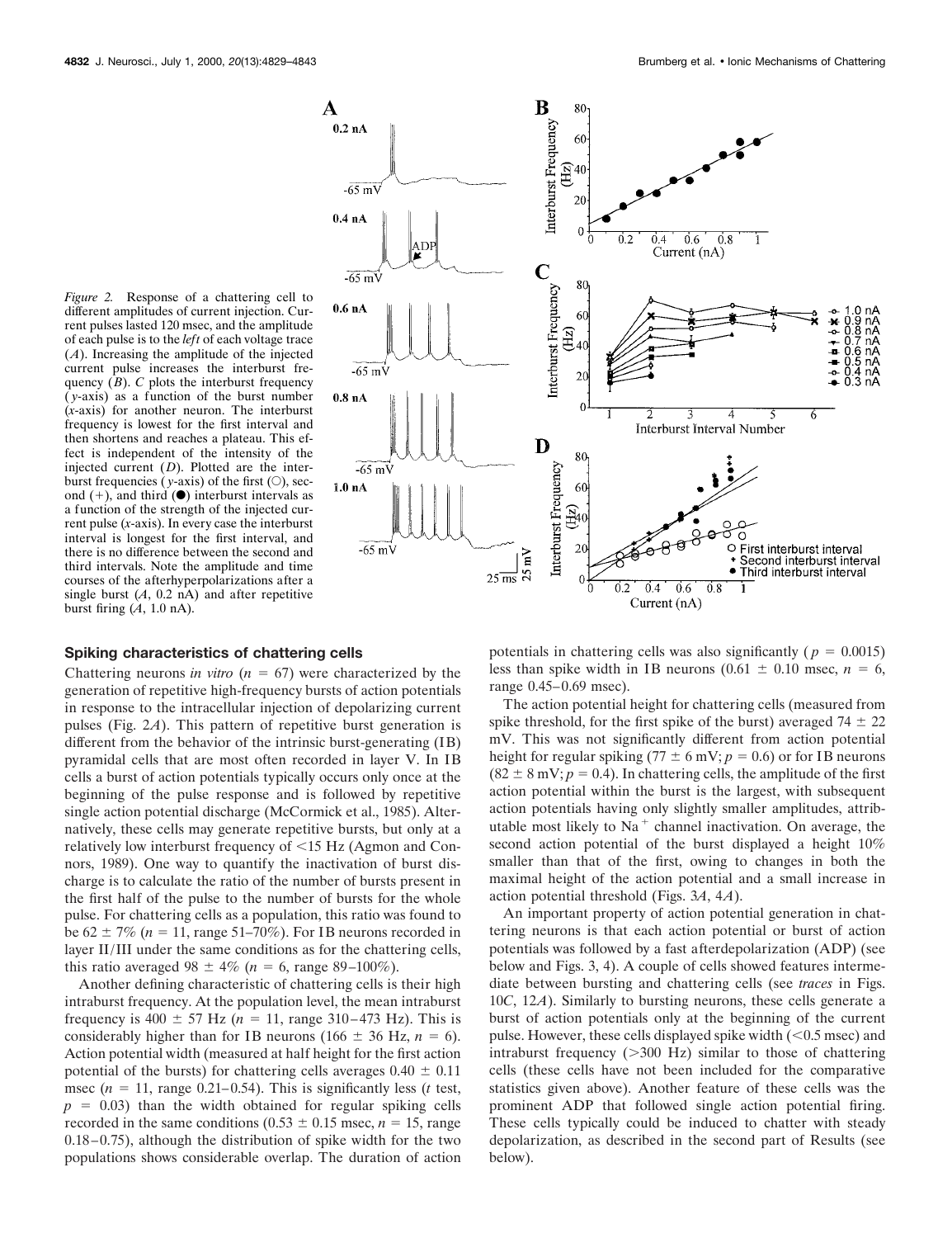*Figure 2.* Response of a chattering cell to different amplitudes of current injection. Current pulses lasted 120 msec, and the amplitude of each pulse is to the *left* of each voltage trace (*A*). Increasing the amplitude of the injected current pulse increases the interburst frequency (*B*). *C* plots the interburst frequency (*y*-axis) as a function of the burst number (*x*-axis) for another neuron. The interburst frequency is lowest for the first interval and then shortens and reaches a plateau. This effect is independent of the intensity of the injected current (*D*). Plotted are the interburst frequencies (*y*-axis) of the first (○), second (+), and third (●) interburst intervals as a function of the strength of the injected current pulse (*x*-axis). In every case the interburst interval is longest for the first interval, and there is no difference between the second and third intervals. Note the amplitude and time courses of the afterhyperpolarizations after a single burst (*A*, 0.2 nA) and after repetitive burst firing (*A*, 1.0 nA).

## Spiking characteristics of chattering cells

Chattering neurons *in vitro* ($n = 67$) were characterized by the generation of repetitive high-frequency bursts of action potentials in response to the intracellular injection of depolarizing current pulses (Fig. 2*A*). This pattern of repetitive burst generation is different from the behavior of the intrinsic burst-generating (IB) pyramidal cells that are most often recorded in layer V. In IB cells a burst of action potentials typically occurs only once at the beginning of the pulse response and is followed by repetitive single action potential discharge (McCormick et al., 1985). Alternatively, these cells may generate repetitive bursts, but only at a relatively low interburst frequency of <15 Hz (Agmon and Connors, 1989). One way to quantify the inactivation of burst discharge is to calculate the ratio of the number of bursts present in the first half of the pulse to the number of bursts for the whole pulse. For chattering cells as a population, this ratio was found to be $62 \pm 7\%$ ($n = 11$, range 51–70%). For IB neurons recorded in layer II/III under the same conditions as for the chattering cells, this ratio averaged $98 \pm 4\%$ ($n = 6$, range 89–100%).

Another defining characteristic of chattering cells is their high intraburst frequency. At the population level, the mean intraburst frequency is $400 \pm 57$ Hz ($n = 11$, range 310–473 Hz). This is considerably higher than for IB neurons ($166 \pm 36$ Hz, $n = 6$). Action potential width (measured at half height for the first action potential of the bursts) for chattering cells averages $0.40 \pm 0.11$ msec ($n = 11$, range 0.21–0.54). This is significantly less (*t* test, $p = 0.03$) than the width obtained for regular spiking cells recorded in the same conditions ($0.53 \pm 0.15$ msec, $n = 15$, range 0.18–0.75), although the distribution of spike width for the two populations shows considerable overlap. The duration of action potentials in chattering cells was also significantly ($p = 0.0015$) less than spike width in IB neurons ($0.61 \pm 0.10$ msec, $n = 6$, range 0.45–0.69 msec).

The action potential height for chattering cells (measured from spike threshold, for the first spike of the burst) averaged $74 \pm 22$ mV. This was not significantly different from action potential height for regular spiking ($77 \pm 6$ mV; $p = 0.6$) or for IB neurons ($82 \pm 8$ mV; $p = 0.4$). In chattering cells, the amplitude of the first action potential within the burst is the largest, with subsequent action potentials having only slightly smaller amplitudes, attributable most likely to $Na^+$ channel inactivation. On average, the second action potential of the burst displayed a height 10% smaller than that of the first, owing to changes in both the maximal height of the action potential and a small increase in action potential threshold (Figs. 3*A*, 4*A*).

An important property of action potential generation in chattering neurons is that each action potential or burst of action potentials was followed by a fast afterdepolarization (ADP) (see below and Figs. 3, 4). A couple of cells showed features intermediate between bursting and chattering cells (see *traces* in Figs. 10*C*, 12*A*). Similarly to bursting neurons, these cells generate a burst of action potentials only at the beginning of the current pulse. However, these cells displayed spike width (<0.5 msec) and intraburst frequency (>300 Hz) similar to those of chattering cells (these cells have not been included for the comparative statistics given above). Another feature of these cells was the prominent ADP that followed single action potential firing. These cells typically could be induced to chatter with steady depolarization, as described in the second part of Results (see below).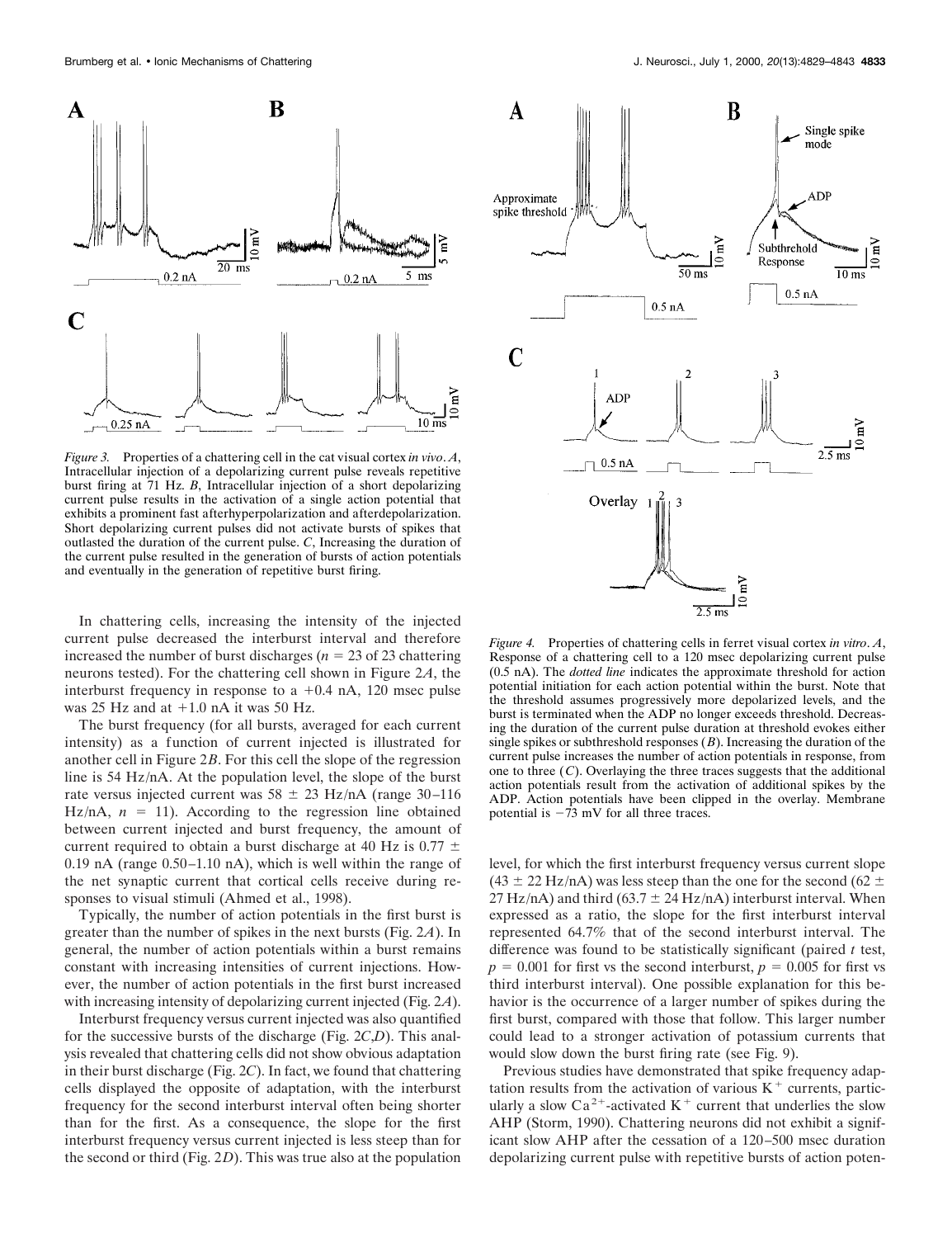*Figure 3.* Properties of a chattering cell in the cat visual cortex *in vivo*. *A*, Intracellular injection of a depolarizing current pulse reveals repetitive burst firing at 71 Hz. *B*, Intracellular injection of a short depolarizing current pulse results in the activation of a single action potential that exhibits a prominent fast afterhyperpolarization and afterdepolarization. Short depolarizing current pulses did not activate bursts of spikes that outlasted the duration of the current pulse. *C*, Increasing the duration of the current pulse resulted in the generation of bursts of action potentials and eventually in the generation of repetitive burst firing.

*Figure 4.* Properties of chattering cells in ferret visual cortex *in vitro*. *A*, Response of a chattering cell to a 120 msec depolarizing current pulse (0.5 nA). The *dotted line* indicates the approximate threshold for action potential initiation for each action potential within the burst. Note that the threshold assumes progressively more depolarized levels, and the burst is terminated when the ADP no longer exceeds threshold. Decreasing the duration of the current pulse duration at threshold evokes either single spikes or subthreshold responses (*B*). Increasing the duration of the current pulse increases the number of action potentials in response, from one to three (*C*). Overlaying the three traces suggests that the additional action potentials result from the activation of additional spikes by the ADP. Action potentials have been clipped in the overlay. Membrane potential is −73 mV for all three traces.

In chattering cells, increasing the intensity of the injected current pulse decreased the interburst interval and therefore increased the number of burst discharges ($n = 23$ of 23 chattering neurons tested). For the chattering cell shown in Figure 2*A*, the interburst frequency in response to a +0.4 nA, 120 msec pulse was 25 Hz and at +1.0 nA it was 50 Hz.

The burst frequency (for all bursts, averaged for each current intensity) as a function of current injected is illustrated for another cell in Figure 2*B*. For this cell the slope of the regression line is 54 Hz/nA. At the population level, the slope of the burst rate versus injected current was 58 ± 23 Hz/nA (range 30–116 Hz/nA, $n = 11$). According to the regression line obtained between current injected and burst frequency, the amount of current required to obtain a burst discharge at 40 Hz is 0.77 ± 0.19 nA (range 0.50–1.10 nA), which is well within the range of the net synaptic current that cortical cells receive during responses to visual stimuli (Ahmed et al., 1998).

Typically, the number of action potentials in the first burst is greater than the number of spikes in the next bursts (Fig. 2*A*). In general, the number of action potentials within a burst remains constant with increasing intensities of current injections. However, the number of action potentials in the first burst increased with increasing intensity of depolarizing current injected (Fig. 2*A*).

Interburst frequency versus current injected was also quantified for the successive bursts of the discharge (Fig. 2*C*,*D*). This analysis revealed that chattering cells did not show obvious adaptation in their burst discharge (Fig. 2*C*). In fact, we found that chattering cells displayed the opposite of adaptation, with the interburst frequency for the second interburst interval often being shorter than for the first. As a consequence, the slope for the first interburst frequency versus current injected is less steep than for the second or third (Fig. 2*D*). This was true also at the population level, for which the first interburst frequency versus current slope (43 ± 22 Hz/nA) was less steep than the one for the second (62 ± 27 Hz/nA) and third (63.7 ± 24 Hz/nA) interburst interval. When expressed as a ratio, the slope for the first interburst interval represented 64.7% that of the second interburst interval. The difference was found to be statistically significant (paired *t* test, $p = 0.001$ for first vs the second interburst, $p = 0.005$ for first vs third interburst interval). One possible explanation for this behavior is the occurrence of a larger number of spikes during the first burst, compared with those that follow. This larger number could lead to a stronger activation of potassium currents that would slow down the burst firing rate (see Fig. 9).

Previous studies have demonstrated that spike frequency adaptation results from the activation of various $K^+$ currents, particularly a slow $Ca^{2+}$-activated $K^+$ current that underlies the slow AHP (Storm, 1990). Chattering neurons did not exhibit a significant slow AHP after the cessation of a 120–500 msec duration depolarizing current pulse with repetitive bursts of action poten-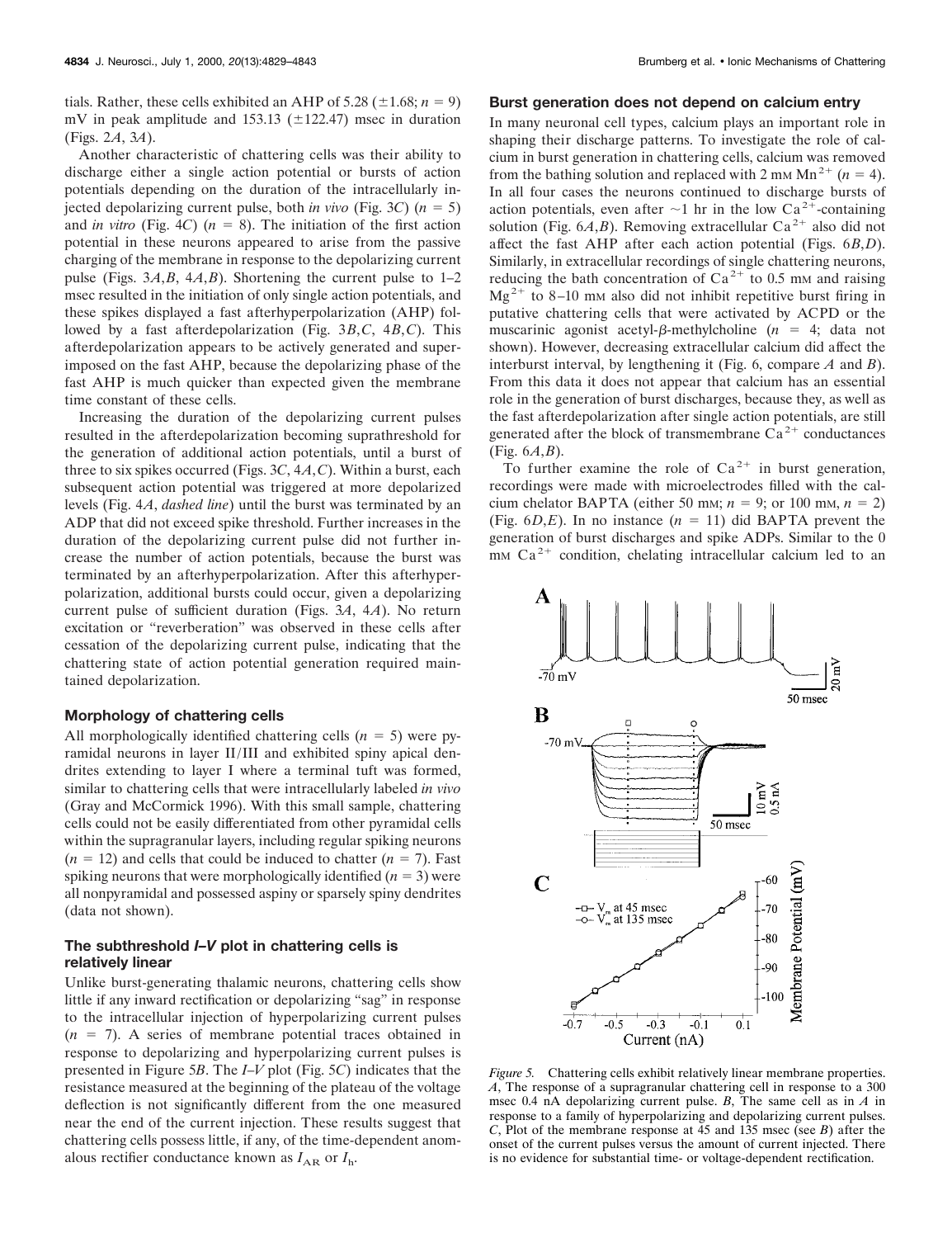tials. Rather, these cells exhibited an AHP of 5.28 (±1.68; $n = 9$) mV in peak amplitude and 153.13 (±122.47) msec in duration (Figs. 2*A*, 3*A*).

Another characteristic of chattering cells was their ability to discharge either a single action potential or bursts of action potentials depending on the duration of the intracellularly injected depolarizing current pulse, both *in vivo* (Fig. 3*C*) ($n = 5$) and *in vitro* (Fig. 4*C*) ($n = 8$). The initiation of the first action potential in these neurons appeared to arise from the passive charging of the membrane in response to the depolarizing current pulse (Figs. 3*A*,*B*, 4*A*,*B*). Shortening the current pulse to 1–2 msec resulted in the initiation of only single action potentials, and these spikes displayed a fast afterhyperpolarization (AHP) followed by a fast afterdepolarization (Fig. 3*B*,*C*, 4*B*,*C*). This afterdepolarization appears to be actively generated and superimposed on the fast AHP, because the depolarizing phase of the fast AHP is much quicker than expected given the membrane time constant of these cells.

Increasing the duration of the depolarizing current pulses resulted in the afterdepolarization becoming suprathreshold for the generation of additional action potentials, until a burst of three to six spikes occurred (Figs. 3*C*, 4*A*,*C*). Within a burst, each subsequent action potential was triggered at more depolarized levels (Fig. 4*A*, *dashed line*) until the burst was terminated by an ADP that did not exceed spike threshold. Further increases in the duration of the depolarizing current pulse did not further increase the number of action potentials, because the burst was terminated by an afterhyperpolarization. After this afterhyperpolarization, additional bursts could occur, given a depolarizing current pulse of sufficient duration (Figs. 3*A*, 4*A*). No return excitation or "reverberation" was observed in these cells after cessation of the depolarizing current pulse, indicating that the chattering state of action potential generation required maintained depolarization.

### Morphology of chattering cells

All morphologically identified chattering cells ($n = 5$) were pyramidal neurons in layer II/III and exhibited spiny apical dendrites extending to layer I where a terminal tuft was formed, similar to chattering cells that were intracellularly labeled *in vivo* (Gray and McCormick 1996). With this small sample, chattering cells could not be easily differentiated from other pyramidal cells within the supragranular layers, including regular spiking neurons ($n = 12$) and cells that could be induced to chatter ($n = 7$). Fast spiking neurons that were morphologically identified ($n = 3$) were all nonpyramidal and possessed aspiny or sparsely spiny dendrites (data not shown).

### The subthreshold *I–V* plot in chattering cells is relatively linear

Unlike burst-generating thalamic neurons, chattering cells show little if any inward rectification or depolarizing "sag" in response to the intracellular injection of hyperpolarizing current pulses ($n = 7$). A series of membrane potential traces obtained in response to depolarizing and hyperpolarizing current pulses is presented in Figure 5*B*. The *I–V* plot (Fig. 5*C*) indicates that the resistance measured at the beginning of the plateau of the voltage deflection is not significantly different from the one measured near the end of the current injection. These results suggest that chattering cells possess little, if any, of the time-dependent anomalous rectifier conductance known as $I_{AR}$ or $I_h$.

### Burst generation does not depend on calcium entry

In many neuronal cell types, calcium plays an important role in shaping their discharge patterns. To investigate the role of calcium in burst generation in chattering cells, calcium was removed from the bathing solution and replaced with 2 mM $Mn^{2+}$ ($n = 4$). In all four cases the neurons continued to discharge bursts of action potentials, even after ~1 hr in the low $Ca^{2+}$-containing solution (Fig. 6*A*,*B*). Removing extracellular $Ca^{2+}$ also did not affect the fast AHP after each action potential (Figs. 6*B*,*D*). Similarly, in extracellular recordings of single chattering neurons, reducing the bath concentration of $Ca^{2+}$ to 0.5 mM and raising $Mg^{2+}$ to 8–10 mM also did not inhibit repetitive burst firing in putative chattering cells that were activated by ACPD or the muscarinic agonist acetyl-β-methylcholine ($n = 4$; data not shown). However, decreasing extracellular calcium did affect the interburst interval, by lengthening it (Fig. 6, compare *A* and *B*). From this data it does not appear that calcium has an essential role in the generation of burst discharges, because they, as well as the fast afterdepolarization after single action potentials, are still generated after the block of transmembrane $Ca^{2+}$ conductances (Fig. 6*A*,*B*).

To further examine the role of $Ca^{2+}$ in burst generation, recordings were made with microelectrodes filled with the calcium chelator BAPTA (either 50 mM; $n = 9$; or 100 mM, $n = 2$) (Fig. 6*D*,*E*). In no instance ($n = 11$) did BAPTA prevent the generation of burst discharges and spike ADPs. Similar to the 0 mM $Ca^{2+}$ condition, chelating intracellular calcium led to an

*Figure 5.* Chattering cells exhibit relatively linear membrane properties. *A*, The response of a supragranular chattering cell in response to a 300 msec 0.4 nA depolarizing current pulse. *B*, The same cell as in *A* in response to a family of hyperpolarizing and depolarizing current pulses. *C*, Plot of the membrane response at 45 and 135 msec (see *B*) after the onset of the current pulses versus the amount of current injected. There is no evidence for substantial time- or voltage-dependent rectification.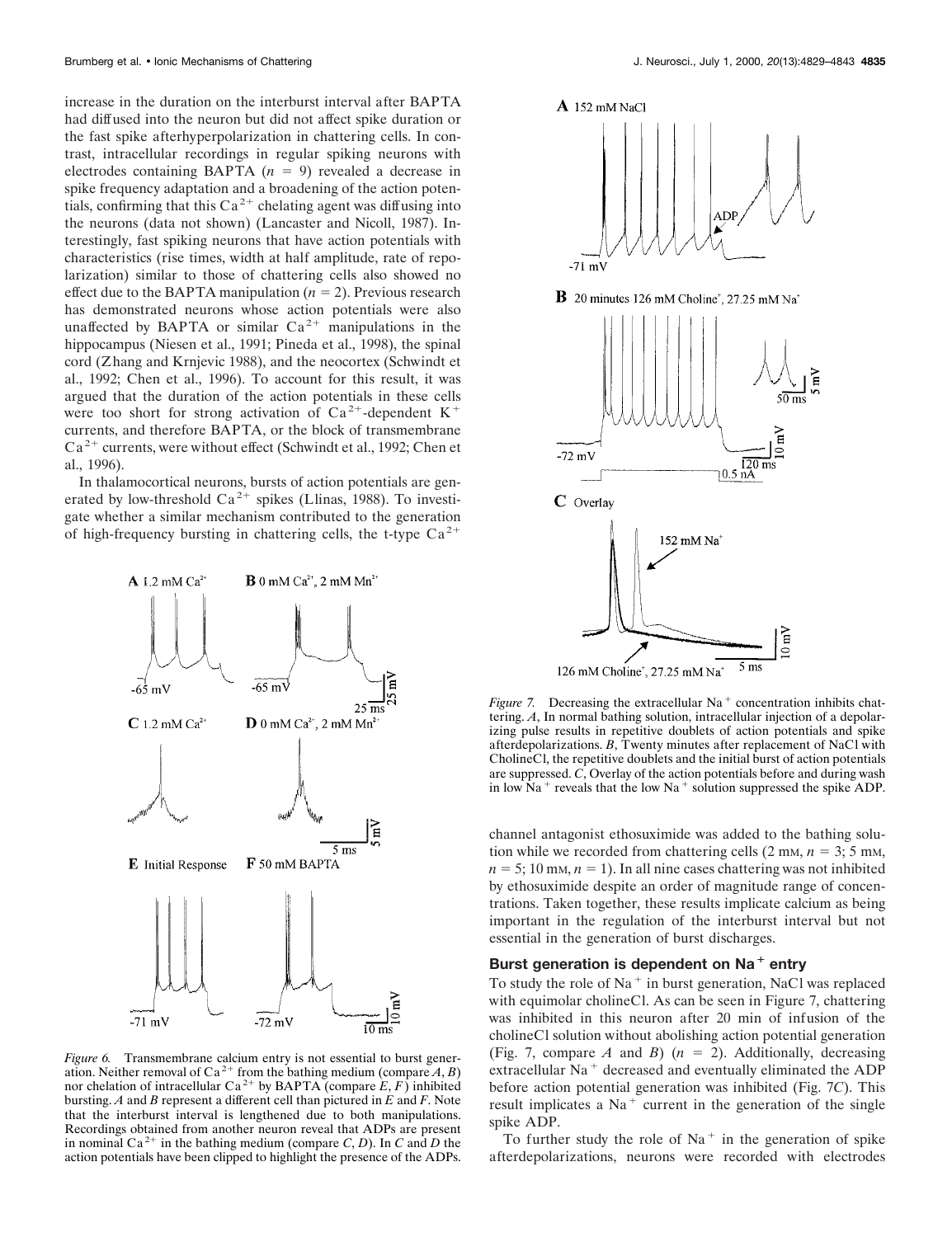increase in the duration on the interburst interval after BAPTA had diffused into the neuron but did not affect spike duration or the fast spike afterhyperpolarization in chattering cells. In contrast, intracellular recordings in regular spiking neurons with electrodes containing BAPTA ($n = 9$) revealed a decrease in spike frequency adaptation and a broadening of the action potentials, confirming that this $Ca^{2+}$ chelating agent was diffusing into the neurons (data not shown) (Lancaster and Nicoll, 1987). Interestingly, fast spiking neurons that have action potentials with characteristics (rise times, width at half amplitude, rate of repolarization) similar to those of chattering cells also showed no effect due to the BAPTA manipulation ($n = 2$). Previous research has demonstrated neurons whose action potentials were also unaffected by BAPTA or similar $Ca^{2+}$ manipulations in the hippocampus (Niesen et al., 1991; Pineda et al., 1998), the spinal cord (Zhang and Krnjevic 1988), and the neocortex (Schwindt et al., 1992; Chen et al., 1996). To account for this result, it was argued that the duration of the action potentials in these cells were too short for strong activation of $Ca^{2+}$-dependent $K^+$ currents, and therefore BAPTA, or the block of transmembrane $Ca^{2+}$ currents, were without effect (Schwindt et al., 1992; Chen et al., 1996).

In thalamocortical neurons, bursts of action potentials are generated by low-threshold $Ca^{2+}$ spikes (Llinas, 1988). To investigate whether a similar mechanism contributed to the generation of high-frequency bursting in chattering cells, the t-type $Ca^{2+}$ channel antagonist ethosuximide was added to the bathing solution while we recorded from chattering cells (2 mM, $n = 3$; 5 mM, $n = 5$; 10 mM, $n = 1$). In all nine cases chattering was not inhibited by ethosuximide despite an order of magnitude range of concentrations. Taken together, these results implicate calcium as being important in the regulation of the interburst interval but not essential in the generation of burst discharges.

*Figure 6.* Transmembrane calcium entry is not essential to burst generation. Neither removal of $Ca^{2+}$ from the bathing medium (compare *A*, *B*) nor chelation of intracellular $Ca^{2+}$ by BAPTA (compare *E*, *F*) inhibited bursting. *A* and *B* represent a different cell than pictured in *E* and *F*. Note that the interburst interval is lengthened due to both manipulations. Recordings obtained from another neuron reveal that ADPs are present in nominal $Ca^{2+}$ in the bathing medium (compare *C*, *D*). In *C* and *D* the action potentials have been clipped to highlight the presence of the ADPs.

*Figure 7.* Decreasing the extracellular $Na^+$ concentration inhibits chattering. *A*, In normal bathing solution, intracellular injection of a depolarizing pulse results in repetitive doublets of action potentials and spike afterdepolarizations. *B*, Twenty minutes after replacement of NaCl with CholineCl, the repetitive doublets and the initial burst of action potentials are suppressed. *C*, Overlay of the action potentials before and during wash in low $Na^+$ reveals that the low $Na^+$ solution suppressed the spike ADP.

## Burst generation is dependent on $Na^+$ entry

To study the role of $Na^+$ in burst generation, NaCl was replaced with equimolar cholineCl. As can be seen in Figure 7, chattering was inhibited in this neuron after 20 min of infusion of the cholineCl solution without abolishing action potential generation (Fig. 7, compare *A* and *B*) ($n = 2$). Additionally, decreasing extracellular $Na^+$ decreased and eventually eliminated the ADP before action potential generation was inhibited (Fig. 7*C*). This result implicates a $Na^+$ current in the generation of the single spike ADP.

To further study the role of $Na^+$ in the generation of spike afterdepolarizations, neurons were recorded with electrodes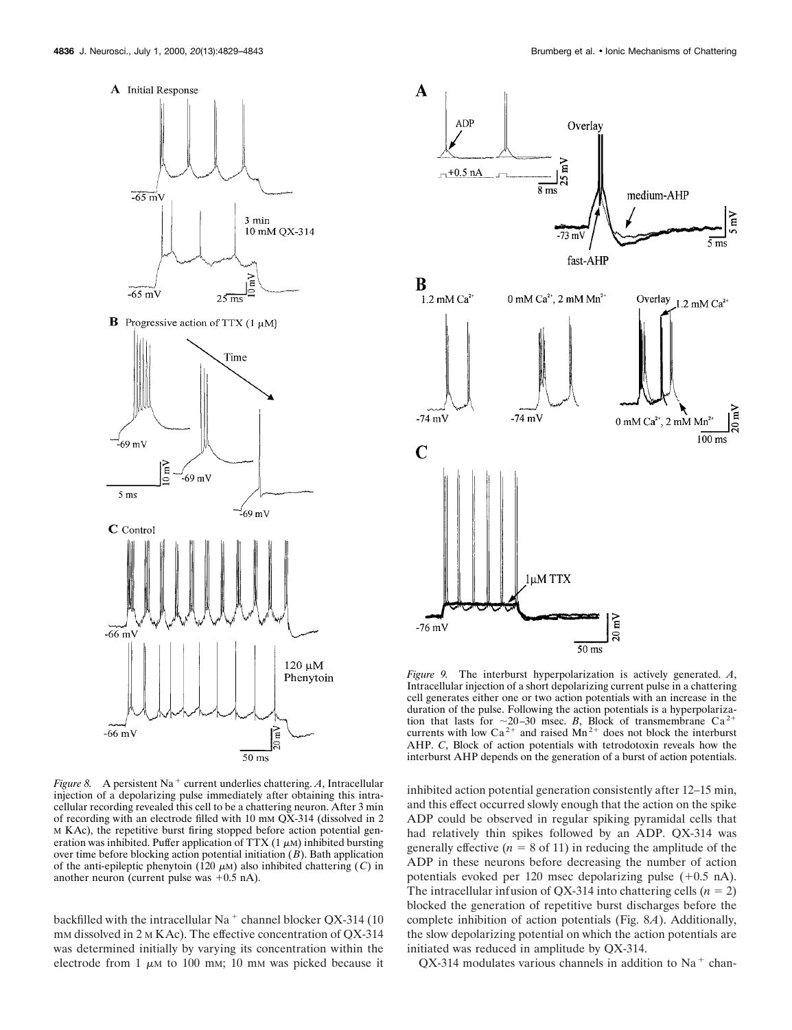*Figure 8.* A persistent $Na^+$ current underlies chattering. *A*, Intracellular injection of a depolarizing pulse immediately after obtaining this intracellular recording revealed this cell to be a chattering neuron. After 3 min of recording with an electrode filled with 10 mM QX-314 (dissolved in 2 M KAc), the repetitive burst firing stopped before action potential generation was inhibited. Puffer application of TTX (1 μM) inhibited bursting over time before blocking action potential initiation (*B*). Bath application of the anti-epileptic phenytoin (120 μM) also inhibited chattering (*C*) in another neuron (current pulse was +0.5 nA).

*Figure 9.* The interburst hyperpolarization is actively generated. *A*, Intracellular injection of a short depolarizing current pulse in a chattering cell generates either one or two action potentials with an increase in the duration of the pulse. Following the action potentials is a hyperpolarization that lasts for ~20–30 msec. *B*, Block of transmembrane $Ca^{2+}$ currents with low $Ca^{2+}$ and raised $Mn^{2+}$ does not block the interburst AHP. *C*, Block of action potentials with tetrodotoxin reveals how the interburst AHP depends on the generation of a burst of action potentials.

backfilled with the intracellular $Na^+$ channel blocker QX-314 (10 mM dissolved in 2 M KAc). The effective concentration of QX-314 was determined initially by varying its concentration within the electrode from 1 μM to 100 mM; 10 mM was picked because it inhibited action potential generation consistently after 12–15 min, and this effect occurred slowly enough that the action on the spike ADP could be observed in regular spiking pyramidal cells that had relatively thin spikes followed by an ADP. QX-314 was generally effective ($n$ = 8 of 11) in reducing the amplitude of the ADP in these neurons before decreasing the number of action potentials evoked per 120 msec depolarizing pulse (+0.5 nA). The intracellular infusion of QX-314 into chattering cells ($n$ = 2) blocked the generation of repetitive burst discharges before the complete inhibition of action potentials (Fig. 8*A*). Additionally, the slow depolarizing potential on which the action potentials are initiated was reduced in amplitude by QX-314.

QX-314 modulates various channels in addition to $Na^+$ chan-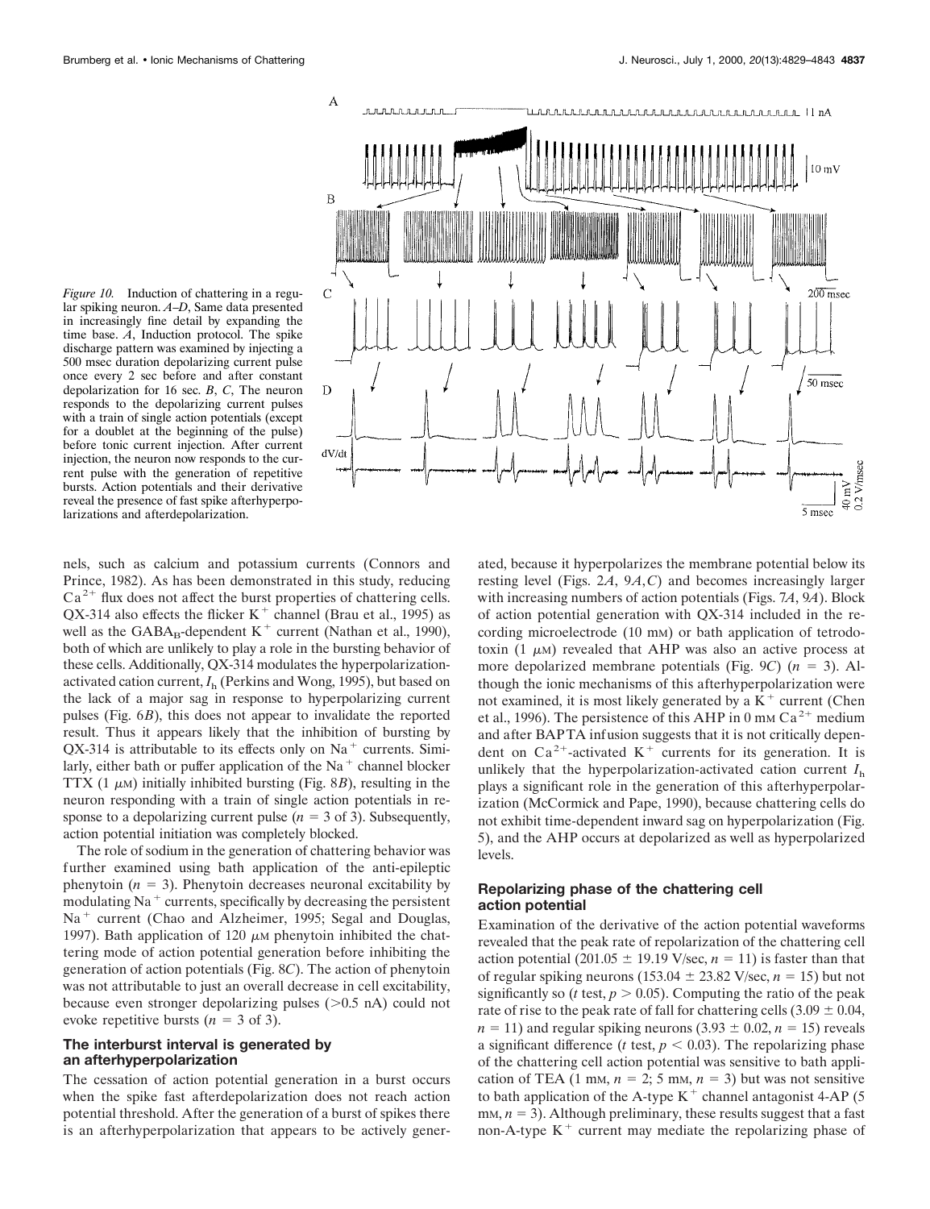*Figure 10.* Induction of chattering in a regular spiking neuron. *A–D*, Same data presented in increasingly fine detail by expanding the time base. *A*, Induction protocol. The spike discharge pattern was examined by injecting a 500 msec duration depolarizing current pulse once every 2 sec before and after constant depolarization for 16 sec. *B*, *C*, The neuron responds to the depolarizing current pulses with a train of single action potentials (except for a doublet at the beginning of the pulse) before tonic current injection. After current injection, the neuron now responds to the current pulse with the generation of repetitive bursts. Action potentials and their derivative reveal the presence of fast spike afterhyperpolarizations and afterdepolarization.

nels, such as calcium and potassium currents (Connors and Prince, 1982). As has been demonstrated in this study, reducing $Ca^{2+}$ flux does not affect the burst properties of chattering cells. QX-314 also effects the flicker $K^+$ channel (Brau et al., 1995) as well as the $GABA_B$-dependent $K^+$ current (Nathan et al., 1990), both of which are unlikely to play a role in the bursting behavior of these cells. Additionally, QX-314 modulates the hyperpolarization-activated cation current, $I_h$ (Perkins and Wong, 1995), but based on the lack of a major sag in response to hyperpolarizing current pulses (Fig. 6*B*), this does not appear to invalidate the reported result. Thus it appears likely that the inhibition of bursting by QX-314 is attributable to its effects only on $Na^+$ currents. Similarly, either bath or puffer application of the $Na^+$ channel blocker TTX (1 μM) initially inhibited bursting (Fig. 8*B*), resulting in the neuron responding with a train of single action potentials in response to a depolarizing current pulse ($n = 3$ of 3). Subsequently, action potential initiation was completely blocked.

The role of sodium in the generation of chattering behavior was further examined using bath application of the anti-epileptic phenytoin ($n = 3$). Phenytoin decreases neuronal excitability by modulating $Na^+$ currents, specifically by decreasing the persistent $Na^+$ current (Chao and Alzheimer, 1995; Segal and Douglas, 1997). Bath application of 120 μM phenytoin inhibited the chattering mode of action potential generation before inhibiting the generation of action potentials (Fig. 8*C*). The action of phenytoin was not attributable to just an overall decrease in cell excitability, because even stronger depolarizing pulses (>0.5 nA) could not evoke repetitive bursts ($n = 3$ of 3).

### The interburst interval is generated by an afterhyperpolarization

The cessation of action potential generation in a burst occurs when the spike fast afterdepolarization does not reach action potential threshold. After the generation of a burst of spikes there is an afterhyperpolarization that appears to be actively generated, because it hyperpolarizes the membrane potential below its resting level (Figs. 2*A*, 9*A*,*C*) and becomes increasingly larger with increasing numbers of action potentials (Figs. 7*A*, 9*A*). Block of action potential generation with QX-314 included in the recording microelectrode (10 mM) or bath application of tetrodotoxin (1 μM) revealed that AHP was also an active process at more depolarized membrane potentials (Fig. 9*C*) ($n = 3$). Although the ionic mechanisms of this afterhyperpolarization were not examined, it is most likely generated by a $K^+$ current (Chen et al., 1996). The persistence of this AHP in 0 mM $Ca^{2+}$ medium and after BAPTA infusion suggests that it is not critically dependent on $Ca^{2+}$-activated $K^+$ currents for its generation. It is unlikely that the hyperpolarization-activated cation current $I_h$ plays a significant role in the generation of this afterhyperpolarization (McCormick and Pape, 1990), because chattering cells do not exhibit time-dependent inward sag on hyperpolarization (Fig. 5), and the AHP occurs at depolarized as well as hyperpolarized levels.

### Repolarizing phase of the chattering cell action potential

Examination of the derivative of the action potential waveforms revealed that the peak rate of repolarization of the chattering cell action potential (201.05 ± 19.19 V/sec, $n = 11$) is faster than that of regular spiking neurons (153.04 ± 23.82 V/sec, $n = 15$) but not significantly so (*t* test, $p > 0.05$). Computing the ratio of the peak rate of rise to the peak rate of fall for chattering cells (3.09 ± 0.04, $n = 11$) and regular spiking neurons (3.93 ± 0.02, $n = 15$) reveals a significant difference (*t* test, $p < 0.03$). The repolarizing phase of the chattering cell action potential was sensitive to bath application of TEA (1 mM, $n = 2$; 5 mM, $n = 3$) but was not sensitive to bath application of the A-type $K^+$ channel antagonist 4-AP (5 mM, $n = 3$). Although preliminary, these results suggest that a fast non-A-type $K^+$ current may mediate the repolarizing phase of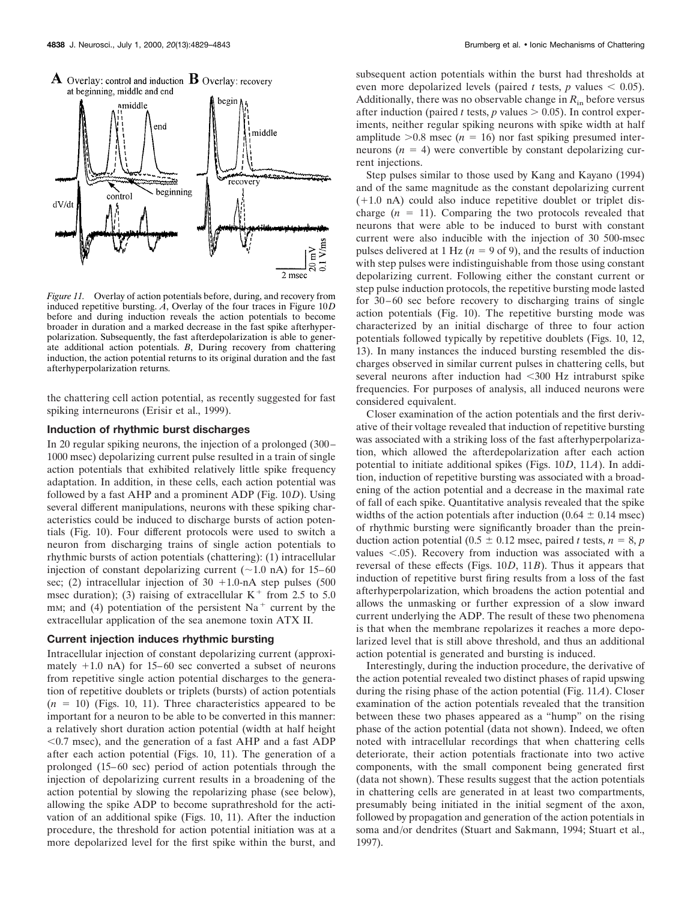*Figure 11.* Overlay of action potentials before, during, and recovery from induced repetitive bursting. *A*, Overlay of the four traces in Figure 10*D* before and during induction reveals the action potentials to become broader in duration and a marked decrease in the fast spike afterhyperpolarization. Subsequently, the fast afterdepolarization is able to generate additional action potentials. *B*, During recovery from chattering induction, the action potential returns to its original duration and the fast afterhyperpolarization returns.

the chattering cell action potential, as recently suggested for fast spiking interneurons (Erisir et al., 1999).

### Induction of rhythmic burst discharges

In 20 regular spiking neurons, the injection of a prolonged (300–1000 msec) depolarizing current pulse resulted in a train of single action potentials that exhibited relatively little spike frequency adaptation. In addition, in these cells, each action potential was followed by a fast AHP and a prominent ADP (Fig. 10*D*). Using several different manipulations, neurons with these spiking characteristics could be induced to discharge bursts of action potentials (Fig. 10). Four different protocols were used to switch a neuron from discharging trains of single action potentials to rhythmic bursts of action potentials (chattering): (1) intracellular injection of constant depolarizing current (~1.0 nA) for 15–60 sec; (2) intracellular injection of 30 +1.0-nA step pulses (500 msec duration); (3) raising of extracellular $K^+$ from 2.5 to 5.0 mM; and (4) potentiation of the persistent $Na^+$ current by the extracellular application of the sea anemone toxin ATX II.

### Current injection induces rhythmic bursting

Intracellular injection of constant depolarizing current (approximately +1.0 nA) for 15–60 sec converted a subset of neurons from repetitive single action potential discharges to the generation of repetitive doublets or triplets (bursts) of action potentials ($n = 10$) (Figs. 10, 11). Three characteristics appeared to be important for a neuron to be able to be converted in this manner: a relatively short duration action potential (width at half height <0.7 msec), and the generation of a fast AHP and a fast ADP after each action potential (Figs. 10, 11). The generation of a prolonged (15–60 sec) period of action potentials through the injection of depolarizing current results in a broadening of the action potential by slowing the repolarizing phase (see below), allowing the spike ADP to become suprathreshold for the activation of an additional spike (Figs. 10, 11). After the induction procedure, the threshold for action potential initiation was at a more depolarized level for the first spike within the burst, and subsequent action potentials within the burst had thresholds at even more depolarized levels (paired *t* tests, *p* values $< 0.05$). Additionally, there was no observable change in $R_{in}$ before versus after induction (paired *t* tests, *p* values $> 0.05$). In control experiments, neither regular spiking neurons with spike width at half amplitude >0.8 msec ($n = 16$) nor fast spiking presumed interneurons ($n = 4$) were convertible by constant depolarizing current injections.

Step pulses similar to those used by Kang and Kayano (1994) and of the same magnitude as the constant depolarizing current (+1.0 nA) could also induce repetitive doublet or triplet discharge ($n = 11$). Comparing the two protocols revealed that neurons that were able to be induced to burst with constant current were also inducible with the injection of 30 500-msec pulses delivered at 1 Hz ($n = 9$ of 9), and the results of induction with step pulses were indistinguishable from those using constant depolarizing current. Following either the constant current or step pulse induction protocols, the repetitive bursting mode lasted for 30–60 sec before recovery to discharging trains of single action potentials (Fig. 10). The repetitive bursting mode was characterized by an initial discharge of three to four action potentials followed typically by repetitive doublets (Figs. 10, 12, 13). In many instances the induced bursting resembled the discharges observed in similar current pulses in chattering cells, but several neurons after induction had <300 Hz intraburst spike frequencies. For purposes of analysis, all induced neurons were considered equivalent.

Closer examination of the action potentials and the first derivative of their voltage revealed that induction of repetitive bursting was associated with a striking loss of the fast afterhyperpolarization, which allowed the afterdepolarization after each action potential to initiate additional spikes (Figs. 10*D*, 11*A*). In addition, induction of repetitive bursting was associated with a broadening of the action potential and a decrease in the maximal rate of fall of each spike. Quantitative analysis revealed that the spike widths of the action potentials after induction (0.64 ± 0.14 msec) of rhythmic bursting were significantly broader than the preinduction action potential (0.5 ± 0.12 msec, paired *t* tests, $n = 8$, *p* values <.05). Recovery from induction was associated with a reversal of these effects (Figs. 10*D*, 11*B*). Thus it appears that induction of repetitive burst firing results from a loss of the fast afterhyperpolarization, which broadens the action potential and allows the unmasking or further expression of a slow inward current underlying the ADP. The result of these two phenomena is that when the membrane repolarizes it reaches a more depolarized level that is still above threshold, and thus an additional action potential is generated and bursting is induced.

Interestingly, during the induction procedure, the derivative of the action potential revealed two distinct phases of rapid upswing during the rising phase of the action potential (Fig. 11*A*). Closer examination of the action potentials revealed that the transition between these two phases appeared as a "hump" on the rising phase of the action potential (data not shown). Indeed, we often noted with intracellular recordings that when chattering cells deteriorate, their action potentials fractionate into two active components, with the small component being generated first (data not shown). These results suggest that the action potentials in chattering cells are generated in at least two compartments, presumably being initiated in the initial segment of the axon, followed by propagation and generation of the action potentials in soma and/or dendrites (Stuart and Sakmann, 1994; Stuart et al., 1997).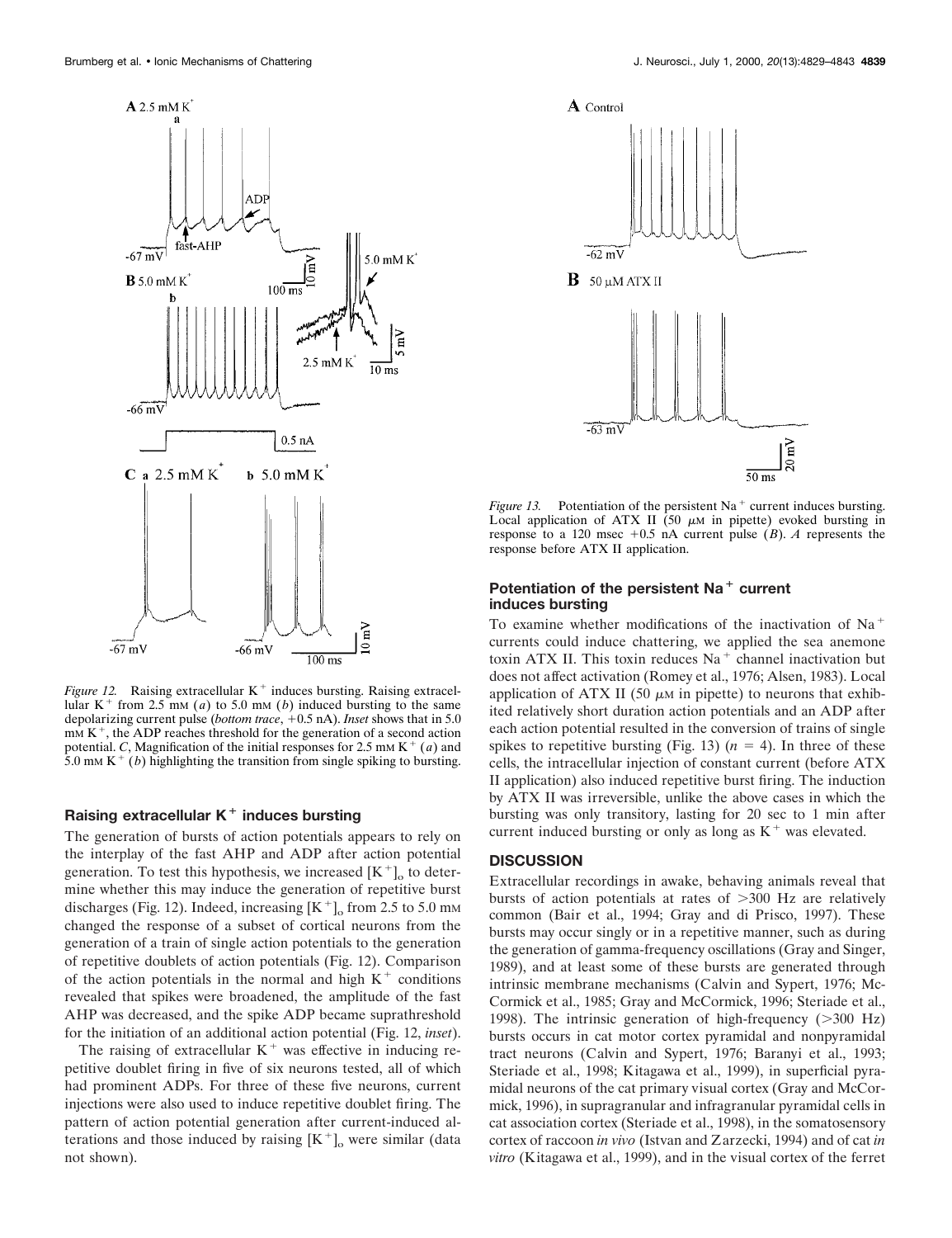*Figure 12.* Raising extracellular $K^+$ induces bursting. Raising extracellular $K^+$ from 2.5 mM (*a*) to 5.0 mM (*b*) induced bursting to the same depolarizing current pulse (*bottom trace*, +0.5 nA). *Inset* shows that in 5.0 mM $K^+$, the ADP reaches threshold for the generation of a second action potential. *C*, Magnification of the initial responses for 2.5 mM $K^+$ (*a*) and 5.0 mM $K^+$ (*b*) highlighting the transition from single spiking to bursting.

### Raising extracellular $K^+$ induces bursting

The generation of bursts of action potentials appears to rely on the interplay of the fast AHP and ADP after action potential generation. To test this hypothesis, we increased $[K^+]_o$ to determine whether this may induce the generation of repetitive burst discharges (Fig. 12). Indeed, increasing $[K^+]_o$ from 2.5 to 5.0 mM changed the response of a subset of cortical neurons from the generation of a train of single action potentials to the generation of repetitive doublets of action potentials (Fig. 12). Comparison of the action potentials in the normal and high $K^+$ conditions revealed that spikes were broadened, the amplitude of the fast AHP was decreased, and the spike ADP became suprathreshold for the initiation of an additional action potential (Fig. 12, *inset*).

The raising of extracellular $K^+$ was effective in inducing repetitive doublet firing in five of six neurons tested, all of which had prominent ADPs. For three of these five neurons, current injections were also used to induce repetitive doublet firing. The pattern of action potential generation after current-induced alterations and those induced by raising $[K^+]_o$ were similar (data not shown).

*Figure 13.* Potentiation of the persistent $Na^+$ current induces bursting. Local application of ATX II (50 μM in pipette) evoked bursting in response to a 120 msec +0.5 nA current pulse (*B*). *A* represents the response before ATX II application.

### Potentiation of the persistent $Na^+$ current induces bursting

To examine whether modifications of the inactivation of $Na^+$ currents could induce chattering, we applied the sea anemone toxin ATX II. This toxin reduces $Na^+$ channel inactivation but does not affect activation (Romey et al., 1976; Alsen, 1983). Local application of ATX II (50 μM in pipette) to neurons that exhibited relatively short duration action potentials and an ADP after each action potential resulted in the conversion of trains of single spikes to repetitive bursting (Fig. 13) ($n = 4$). In three of these cells, the intracellular injection of constant current (before ATX II application) also induced repetitive burst firing. The induction by ATX II was irreversible, unlike the above cases in which the bursting was only transitory, lasting for 20 sec to 1 min after current induced bursting or only as long as $K^+$ was elevated.

## DISCUSSION

Extracellular recordings in awake, behaving animals reveal that bursts of action potentials at rates of >300 Hz are relatively common (Bair et al., 1994; Gray and di Prisco, 1997). These bursts may occur singly or in a repetitive manner, such as during the generation of gamma-frequency oscillations (Gray and Singer, 1989), and at least some of these bursts are generated through intrinsic membrane mechanisms (Calvin and Sypert, 1976; McCormick et al., 1985; Gray and McCormick, 1996; Steriade et al., 1998). The intrinsic generation of high-frequency (>300 Hz) bursts occurs in cat motor cortex pyramidal and nonpyramidal tract neurons (Calvin and Sypert, 1976; Baranyi et al., 1993; Steriade et al., 1998; Kitagawa et al., 1999), in superficial pyramidal neurons of the cat primary visual cortex (Gray and McCormick, 1996), in supragranular and infragranular pyramidal cells in cat association cortex (Steriade et al., 1998), in the somatosensory cortex of raccoon *in vivo* (Istvan and Zarzecki, 1994) and of cat *in vitro* (Kitagawa et al., 1999), and in the visual cortex of the ferret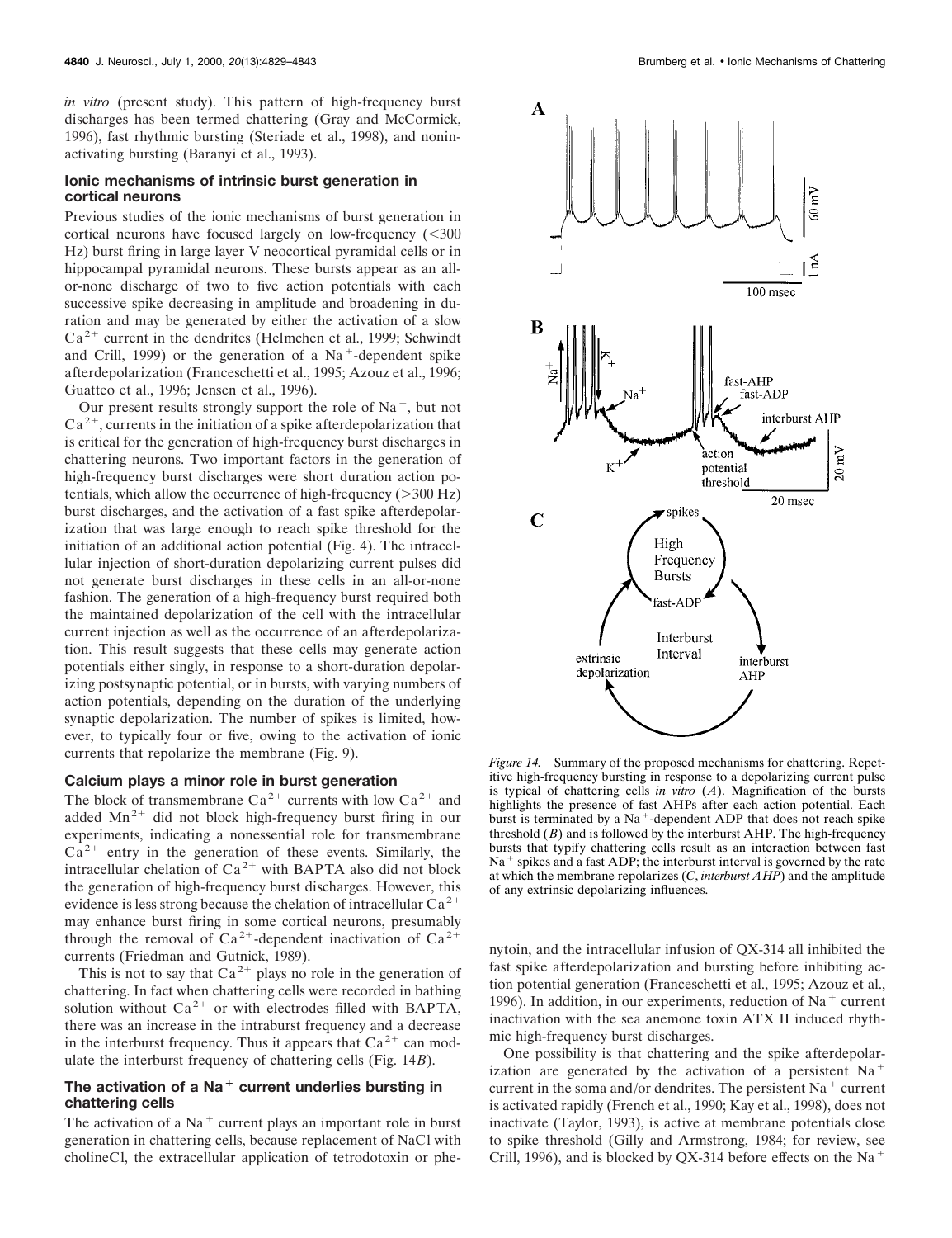*in vitro* (present study). This pattern of high-frequency burst discharges has been termed chattering (Gray and McCormick, 1996), fast rhythmic bursting (Steriade et al., 1998), and noninactivating bursting (Baranyi et al., 1993).

### Ionic mechanisms of intrinsic burst generation in cortical neurons

Previous studies of the ionic mechanisms of burst generation in cortical neurons have focused largely on low-frequency (<300 Hz) burst firing in large layer V neocortical pyramidal cells or in hippocampal pyramidal neurons. These bursts appear as an all-or-none discharge of two to five action potentials with each successive spike decreasing in amplitude and broadening in duration and may be generated by either the activation of a slow $Ca^{2+}$ current in the dendrites (Helmchen et al., 1999; Schwindt and Crill, 1999) or the generation of a $Na^+$-dependent spike afterdepolarization (Franceschetti et al., 1995; Azouz et al., 1996; Guatteo et al., 1996; Jensen et al., 1996).

Our present results strongly support the role of $Na^+$, but not $Ca^{2+}$, currents in the initiation of a spike afterdepolarization that is critical for the generation of high-frequency burst discharges in chattering neurons. Two important factors in the generation of high-frequency burst discharges were short duration action potentials, which allow the occurrence of high-frequency (>300 Hz) burst discharges, and the activation of a fast spike afterdepolarization that was large enough to reach spike threshold for the initiation of an additional action potential (Fig. 4). The intracellular injection of short-duration depolarizing current pulses did not generate burst discharges in these cells in an all-or-none fashion. The generation of a high-frequency burst required both the maintained depolarization of the cell with the intracellular current injection as well as the occurrence of an afterdepolarization. This result suggests that these cells may generate action potentials either singly, in response to a short-duration depolarizing postsynaptic potential, or in bursts, with varying numbers of action potentials, depending on the duration of the underlying synaptic depolarization. The number of spikes is limited, however, to typically four or five, owing to the activation of ionic currents that repolarize the membrane (Fig. 9).

### Calcium plays a minor role in burst generation

The block of transmembrane $Ca^{2+}$ currents with low $Ca^{2+}$ and added $Mn^{2+}$ did not block high-frequency burst firing in our experiments, indicating a nonessential role for transmembrane $Ca^{2+}$ entry in the generation of these events. Similarly, the intracellular chelation of $Ca^{2+}$ with BAPTA also did not block the generation of high-frequency burst discharges. However, this evidence is less strong because the chelation of intracellular $Ca^{2+}$ may enhance burst firing in some cortical neurons, presumably through the removal of $Ca^{2+}$-dependent inactivation of $Ca^{2+}$ currents (Friedman and Gutnick, 1989).

This is not to say that $Ca^{2+}$ plays no role in the generation of chattering. In fact when chattering cells were recorded in bathing solution without $Ca^{2+}$ or with electrodes filled with BAPTA, there was an increase in the intraburst frequency and a decrease in the interburst frequency. Thus it appears that $Ca^{2+}$ can modulate the interburst frequency of chattering cells (Fig. 14*B*).

### The activation of a $Na^+$ current underlies bursting in chattering cells

The activation of a $Na^+$ current plays an important role in burst generation in chattering cells, because replacement of NaCl with cholineCl, the extracellular application of tetrodotoxin or phenytoin, and the intracellular infusion of QX-314 all inhibited the fast spike afterdepolarization and bursting before inhibiting action potential generation (Franceschetti et al., 1995; Azouz et al., 1996). In addition, in our experiments, reduction of $Na^+$ current inactivation with the sea anemone toxin ATX II induced rhythmic high-frequency burst discharges.

One possibility is that chattering and the spike afterdepolarization are generated by the activation of a persistent $Na^+$ current in the soma and/or dendrites. The persistent $Na^+$ current is activated rapidly (French et al., 1990; Kay et al., 1998), does not inactivate (Taylor, 1993), is active at membrane potentials close to spike threshold (Gilly and Armstrong, 1984; for review, see Crill, 1996), and is blocked by QX-314 before effects on the $Na^+$

*Figure 14.* Summary of the proposed mechanisms for chattering. Repetitive high-frequency bursting in response to a depolarizing current pulse is typical of chattering cells *in vitro* (*A*). Magnification of the bursts highlights the presence of fast AHPs after each action potential. Each burst is terminated by a $Na^+$-dependent ADP that does not reach spike threshold (*B*) and is followed by the interburst AHP. The high-frequency bursts that typify chattering cells result as an interaction between fast $Na^+$ spikes and a fast ADP; the interburst interval is governed by the rate at which the membrane repolarizes (*C*, *interburst AHP*) and the amplitude of any extrinsic depolarizing influences.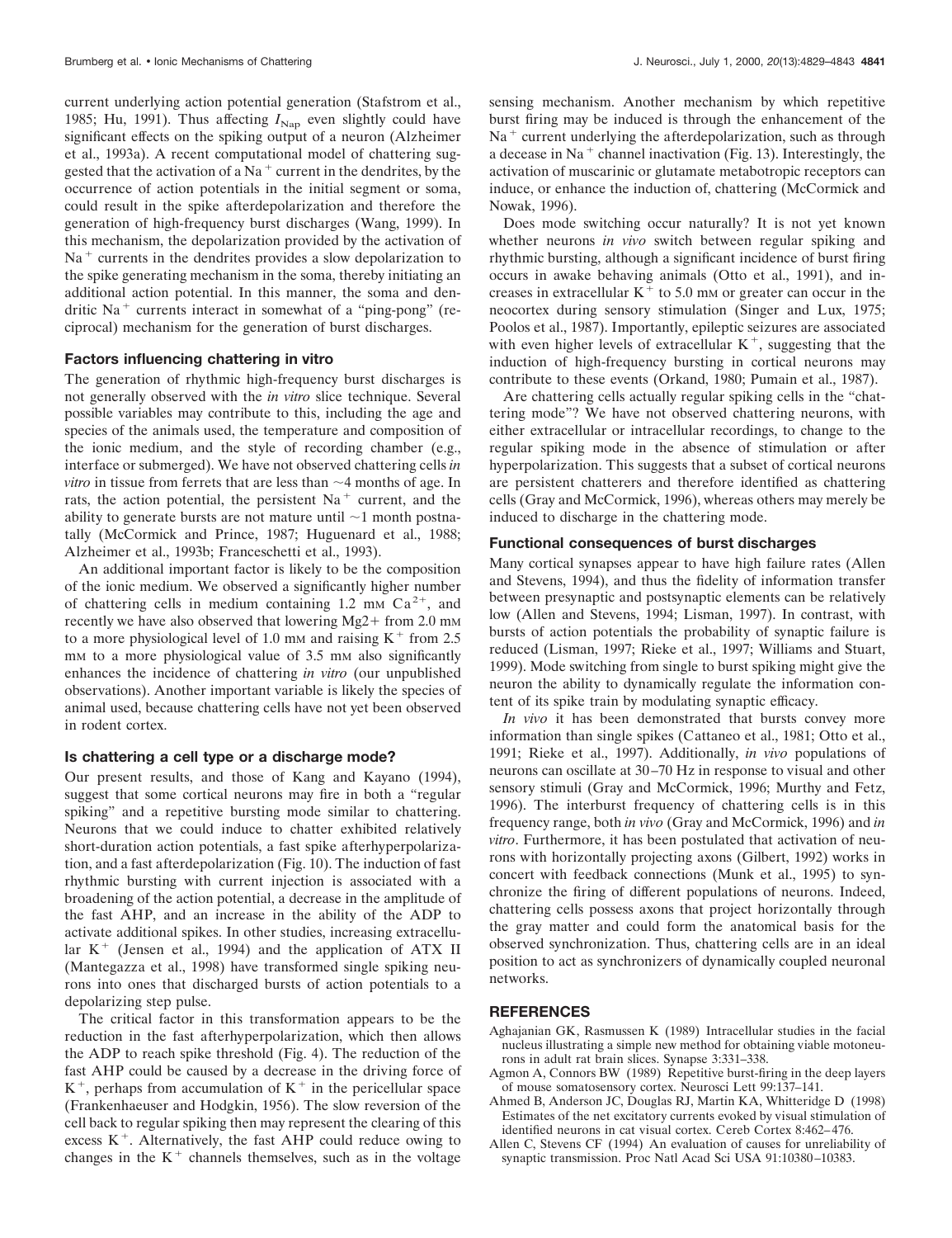current underlying action potential generation (Stafstrom et al., 1985; Hu, 1991). Thus affecting $I_{Nap}$ even slightly could have significant effects on the spiking output of a neuron (Alzheimer et al., 1993a). A recent computational model of chattering suggested that the activation of a $Na^+$ current in the dendrites, by the occurrence of action potentials in the initial segment or soma, could result in the spike afterdepolarization and therefore the generation of high-frequency burst discharges (Wang, 1999). In this mechanism, the depolarization provided by the activation of $Na^+$ currents in the dendrites provides a slow depolarization to the spike generating mechanism in the soma, thereby initiating an additional action potential. In this manner, the soma and dendritic $Na^+$ currents interact in somewhat of a "ping-pong" (reciprocal) mechanism for the generation of burst discharges.

### Factors influencing chattering in vitro

The generation of rhythmic high-frequency burst discharges is not generally observed with the *in vitro* slice technique. Several possible variables may contribute to this, including the age and species of the animals used, the temperature and composition of the ionic medium, and the style of recording chamber (e.g., interface or submerged). We have not observed chattering cells *in vitro* in tissue from ferrets that are less than ~4 months of age. In rats, the action potential, the persistent $Na^+$ current, and the ability to generate bursts are not mature until ~1 month postnatally (McCormick and Prince, 1987; Huguenard et al., 1988; Alzheimer et al., 1993b; Franceschetti et al., 1993).

An additional important factor is likely to be the composition of the ionic medium. We observed a significantly higher number of chattering cells in medium containing 1.2 mM $Ca^{2+}$, and recently we have also observed that lowering $Mg^{2+}$ from 2.0 mM to a more physiological level of 1.0 mM and raising $K^+$ from 2.5 mM to a more physiological value of 3.5 mM also significantly enhances the incidence of chattering *in vitro* (our unpublished observations). Another important variable is likely the species of animal used, because chattering cells have not yet been observed in rodent cortex.

### Is chattering a cell type or a discharge mode?

Our present results, and those of Kang and Kayano (1994), suggest that some cortical neurons may fire in both a "regular spiking" and a repetitive bursting mode similar to chattering. Neurons that we could induce to chatter exhibited relatively short-duration action potentials, a fast spike afterhyperpolarization, and a fast afterdepolarization (Fig. 10). The induction of fast rhythmic bursting with current injection is associated with a broadening of the action potential, a decrease in the amplitude of the fast AHP, and an increase in the ability of the ADP to activate additional spikes. In other studies, increasing extracellular $K^+$ (Jensen et al., 1994) and the application of ATX II (Mantegazza et al., 1998) have transformed single spiking neurons into ones that discharged bursts of action potentials to a depolarizing step pulse.

The critical factor in this transformation appears to be the reduction in the fast afterhyperpolarization, which then allows the ADP to reach spike threshold (Fig. 4). The reduction of the fast AHP could be caused by a decrease in the driving force of $K^+$, perhaps from accumulation of $K^+$ in the pericellular space (Frankenhaeuser and Hodgkin, 1956). The slow reversion of the cell back to regular spiking then may represent the clearing of this excess $K^+$. Alternatively, the fast AHP could reduce owing to changes in the $K^+$ channels themselves, such as in the voltage sensing mechanism. Another mechanism by which repetitive burst firing may be induced is through the enhancement of the $Na^+$ current underlying the afterdepolarization, such as through a decease in $Na^+$ channel inactivation (Fig. 13). Interestingly, the activation of muscarinic or glutamate metabotropic receptors can induce, or enhance the induction of, chattering (McCormick and Nowak, 1996).

Does mode switching occur naturally? It is not yet known whether neurons *in vivo* switch between regular spiking and rhythmic bursting, although a significant incidence of burst firing occurs in awake behaving animals (Otto et al., 1991), and increases in extracellular $K^+$ to 5.0 mM or greater can occur in the neocortex during sensory stimulation (Singer and Lux, 1975; Poolos et al., 1987). Importantly, epileptic seizures are associated with even higher levels of extracellular $K^+$, suggesting that the induction of high-frequency bursting in cortical neurons may contribute to these events (Orkand, 1980; Pumain et al., 1987).

Are chattering cells actually regular spiking cells in the "chattering mode"? We have not observed chattering neurons, with either extracellular or intracellular recordings, to change to the regular spiking mode in the absence of stimulation or after hyperpolarization. This suggests that a subset of cortical neurons are persistent chatterers and therefore identified as chattering cells (Gray and McCormick, 1996), whereas others may merely be induced to discharge in the chattering mode.

### Functional consequences of burst discharges

Many cortical synapses appear to have high failure rates (Allen and Stevens, 1994), and thus the fidelity of information transfer between presynaptic and postsynaptic elements can be relatively low (Allen and Stevens, 1994; Lisman, 1997). In contrast, with bursts of action potentials the probability of synaptic failure is reduced (Lisman, 1997; Rieke et al., 1997; Williams and Stuart, 1999). Mode switching from single to burst spiking might give the neuron the ability to dynamically regulate the information content of its spike train by modulating synaptic efficacy.

*In vivo* it has been demonstrated that bursts convey more information than single spikes (Cattaneo et al., 1981; Otto et al., 1991; Rieke et al., 1997). Additionally, *in vivo* populations of neurons can oscillate at 30–70 Hz in response to visual and other sensory stimuli (Gray and McCormick, 1996; Murthy and Fetz, 1996). The interburst frequency of chattering cells is in this frequency range, both *in vivo* (Gray and McCormick, 1996) and *in vitro*. Furthermore, it has been postulated that activation of neurons with horizontally projecting axons (Gilbert, 1992) works in concert with feedback connections (Munk et al., 1995) to synchronize the firing of different populations of neurons. Indeed, chattering cells possess axons that project horizontally through the gray matter and could form the anatomical basis for the observed synchronization. Thus, chattering cells are in an ideal position to act as synchronizers of dynamically coupled neuronal networks.

## REFERENCES

Aghajanian GK, Rasmussen K (1989) Intracellular studies in the facial nucleus illustrating a simple new method for obtaining viable motoneurons in adult rat brain slices. Synapse 3:331–338.

Agmon A, Connors BW (1989) Repetitive burst-firing in the deep layers of mouse somatosensory cortex. Neurosci Lett 99:137–141.

Ahmed B, Anderson JC, Douglas RJ, Martin KA, Whitteridge D (1998) Estimates of the net excitatory currents evoked by visual stimulation of identified neurons in cat visual cortex. Cereb Cortex 8:462–476.

Allen C, Stevens CF (1994) An evaluation of causes for unreliability of synaptic transmission. Proc Natl Acad Sci USA 91:10380–10383.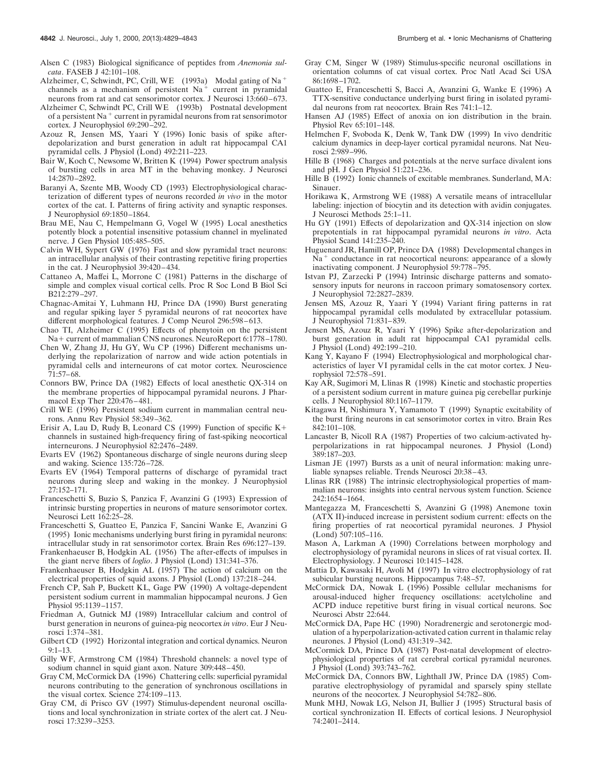Alsen C (1983) Biological significance of peptides from *Anemonia sulcata*. FASEB J 42:101–108.

Alzheimer C, Schwindt, PC, Crill, WE (1993a) Modal gating of $Na^+$ channels as a mechanism of persistent $Na^+$ current in pyramidal neurons from rat and cat sensorimotor cortex. J Neurosci 13:660–673.

Alzheimer C, Schwindt PC, Crill WE (1993b) Postnatal development of a persistent $Na^+$ current in pyramidal neurons from rat sensorimotor cortex. J Neurophysiol 69:290–292.

Azouz R, Jensen MS, Yaari Y (1996) Ionic basis of spike after-depolarization and burst generation in adult rat hippocampal CA1 pyramidal cells. J Physiol (Lond) 492:211–223.

Bair W, Koch C, Newsome W, Britten K (1994) Power spectrum analysis of bursting cells in area MT in the behaving monkey. J Neurosci 14:2870–2892.

Baranyi A, Szente MB, Woody CD (1993) Electrophysiological characterization of different types of neurons recorded *in vivo* in the motor cortex of the cat. I. Patterns of firing activity and synaptic responses. J Neurophysiol 69:1850–1864.

Brau ME, Nau C, Hempelmann G, Vogel W (1995) Local anesthetics potently block a potential insensitive potassium channel in myelinated nerve. J Gen Physiol 105:485–505.

Calvin WH, Sypert GW (1976) Fast and slow pyramidal tract neurons: an intracellular analysis of their contrasting repetitive firing properties in the cat. J Neurophysiol 39:420–434.

Cattaneo A, Maffei L, Morrone C (1981) Patterns in the discharge of simple and complex visual cortical cells. Proc R Soc Lond B Biol Sci B212:279–297.

Chagnac-Amitai Y, Luhmann HJ, Prince DA (1990) Burst generating and regular spiking layer 5 pyramidal neurons of rat neocortex have different morphological features. J Comp Neurol 296:598–613.

Chao TI, Alzheimer C (1995) Effects of phenytoin on the persistent Na+ current of mammalian CNS neurones. NeuroReport 6:1778–1780.

Chen W, Zhang JJ, Hu GY, Wu CP (1996) Different mechanisms underlying the repolarization of narrow and wide action potentials in pyramidal cells and interneurons of cat motor cortex. Neuroscience 71:57–68.

Connors BW, Prince DA (1982) Effects of local anesthetic QX-314 on the membrane properties of hippocampal pyramidal neurons. J Pharmacol Exp Ther 220:476–481.

Crill WE (1996) Persistent sodium current in mammalian central neurons. Annu Rev Physiol 58:349–362.

Erisir A, Lau D, Rudy B, Leonard CS (1999) Function of specific K+ channels in sustained high-frequency firing of fast-spiking neocortical interneurons. J Neurophysiol 82:2476–2489.

Evarts EV (1962) Spontaneous discharge of single neurons during sleep and waking. Science 135:726–728.

Evarts EV (1964) Temporal patterns of discharge of pyramidal tract neurons during sleep and waking in the monkey. J Neurophysiol 27:152–171.

Franceschetti S, Buzio S, Panzica F, Avanzini G (1993) Expression of intrinsic bursting properties in neurons of mature sensorimotor cortex. Neurosci Lett 162:25–28.

Franceschetti S, Guatteo E, Panzica F, Sancini Wanke E, Avanzini G (1995) Ionic mechanisms underlying burst firing in pyramidal neurons: intracellular study in rat sensorimotor cortex. Brain Res 696:127–139.

Frankenhaeuser B, Hodgkin AL (1956) The after-effects of impulses in the giant nerve fibers of *loglio*. J Physiol (Lond) 131:341–376.

Frankenhaeuser B, Hodgkin AL (1957) The action of calcium on the electrical properties of squid axons. J Physiol (Lond) 137:218–244.

French CP, Sah P, Buckett KL, Gage PW (1990) A voltage-dependent persistent sodium current in mammalian hippocampal neurons. J Gen Physiol 95:1139–1157.

Friedman A, Gutnick MJ (1989) Intracellular calcium and control of burst generation in neurons of guinea-pig neocortex *in vitro*. Eur J Neurosci 1:374–381.

Gilbert CD (1992) Horizontal integration and cortical dynamics. Neuron 9:1–13.

Gilly WF, Armstrong CM (1984) Threshold channels: a novel type of sodium channel in squid giant axon. Nature 309:448–450.

Gray CM, McCormick DA (1996) Chattering cells: superficial pyramidal neurons contributing to the generation of synchronous oscillations in the visual cortex. Science 274:109–113.

Gray CM, di Prisco GV (1997) Stimulus-dependent neuronal oscillations and local synchronization in striate cortex of the alert cat. J Neurosci 17:3239–3253.

Gray CM, Singer W (1989) Stimulus-specific neuronal oscillations in orientation columns of cat visual cortex. Proc Natl Acad Sci USA 86:1698–1702.

Guatteo E, Franceschetti S, Bacci A, Avanzini G, Wanke E (1996) A TTX-sensitive conductance underlying burst firing in isolated pyramidal neurons from rat neocortex. Brain Res 741:1–12.

Hansen AJ (1985) Effect of anoxia on ion distribution in the brain. Physiol Rev 65:101–148.

Helmchen F, Svoboda K, Denk W, Tank DW (1999) In vivo dendritic calcium dynamics in deep-layer cortical pyramidal neurons. Nat Neurosci 2:989–996.

Hille B (1968) Charges and potentials at the nerve surface divalent ions and pH. J Gen Physiol 51:221–236.

Hille B (1992) Ionic channels of excitable membranes. Sunderland, MA: Sinauer.

Horikawa K, Armstrong WE (1988) A versatile means of intracellular labeling: injection of biocytin and its detection with avidin conjugates. J Neurosci Methods 25:1–11.

Hu GY (1991) Effects of depolarization and QX-314 injection on slow prepotentials in rat hippocampal pyramidal neurons *in vitro*. Acta Physiol Scand 141:235–240.

Huguenard JR, Hamill OP, Prince DA (1988) Developmental changes in $Na^+$ conductance in rat neocortical neurons: appearance of a slowly inactivating component. J Neurophysiol 59:778–795.

Istvan PJ, Zarzecki P (1994) Intrinsic discharge patterns and somatosensory inputs for neurons in raccoon primary somatosensory cortex. J Neurophysiol 72:2827–2839.

Jensen MS, Azouz R, Yaari Y (1994) Variant firing patterns in rat hippocampal pyramidal cells modulated by extracellular potassium. J Neurophysiol 71:831–839.

Jensen MS, Azouz R, Yaari Y (1996) Spike after-depolarization and burst generation in adult rat hippocampal CA1 pyramidal cells. J Physiol (Lond) 492:199–210.

Kang Y, Kayano F (1994) Electrophysiological and morphological characteristics of layer VI pyramidal cells in the cat motor cortex. J Neurophysiol 72:578–591.

Kay AR, Sugimori M, Llinas R (1998) Kinetic and stochastic properties of a persistent sodium current in mature guinea pig cerebellar purkinje cells. J Neurophysiol 80:1167–1179.

Kitagawa H, Nishimura Y, Yamamoto T (1999) Synaptic excitability of the burst firing neurons in cat sensorimotor cortex in vitro. Brain Res 842:101–108.

Lancaster B, Nicoll RA (1987) Properties of two calcium-activated hyperpolarizations in rat hippocampal neurones. J Physiol (Lond) 389:187–203.

Lisman JE (1997) Bursts as a unit of neural information: making unreliable synapses reliable. Trends Neurosci 20:38–43.

Llinas RR (1988) The intrinsic electrophysiological properties of mammalian neurons: insights into central nervous system function. Science 242:1654–1664.

Mantegazza M, Franceschetti S, Avanzini G (1998) Anemone toxin (ATX II)-induced increase in persistent sodium current: effects on the firing properties of rat neocortical pyramidal neurones. J Physiol (Lond) 507:105–116.

Mason A, Larkman A (1990) Correlations between morphology and electrophysiology of pyramidal neurons in slices of rat visual cortex. II. Electrophysiology. J Neurosci 10:1415–1428.

Mattia D, Kawasaki H, Avoli M (1997) In vitro electrophysiology of rat subicular bursting neurons. Hippocampus 7:48–57.

McCormick DA, Nowak L (1996) Possible cellular mechanisms for arousal-induced higher frequency oscillations: acetylcholine and ACPD induce repetitive burst firing in visual cortical neurons. Soc Neurosci Abstr 22:644.

McCormick DA, Pape HC (1990) Noradrenergic and serotonergic modulation of a hyperpolarization-activated cation current in thalamic relay neurones. J Physiol (Lond) 431:319–342.

McCormick DA, Prince DA (1987) Post-natal development of electrophysiological properties of rat cerebral cortical pyramidal neurones. J Physiol (Lond) 393:743–762.

McCormick DA, Connors BW, Lighthall JW, Prince DA (1985) Comparative electrophysiology of pyramidal and sparsely spiny stellate neurons of the neocortex. J Neurophysiol 54:782–806.

Munk MHJ, Nowak LG, Nelson JI, Bullier J (1995) Structural basis of cortical synchronization II. Effects of cortical lesions. J Neurophysiol 74:2401–2414.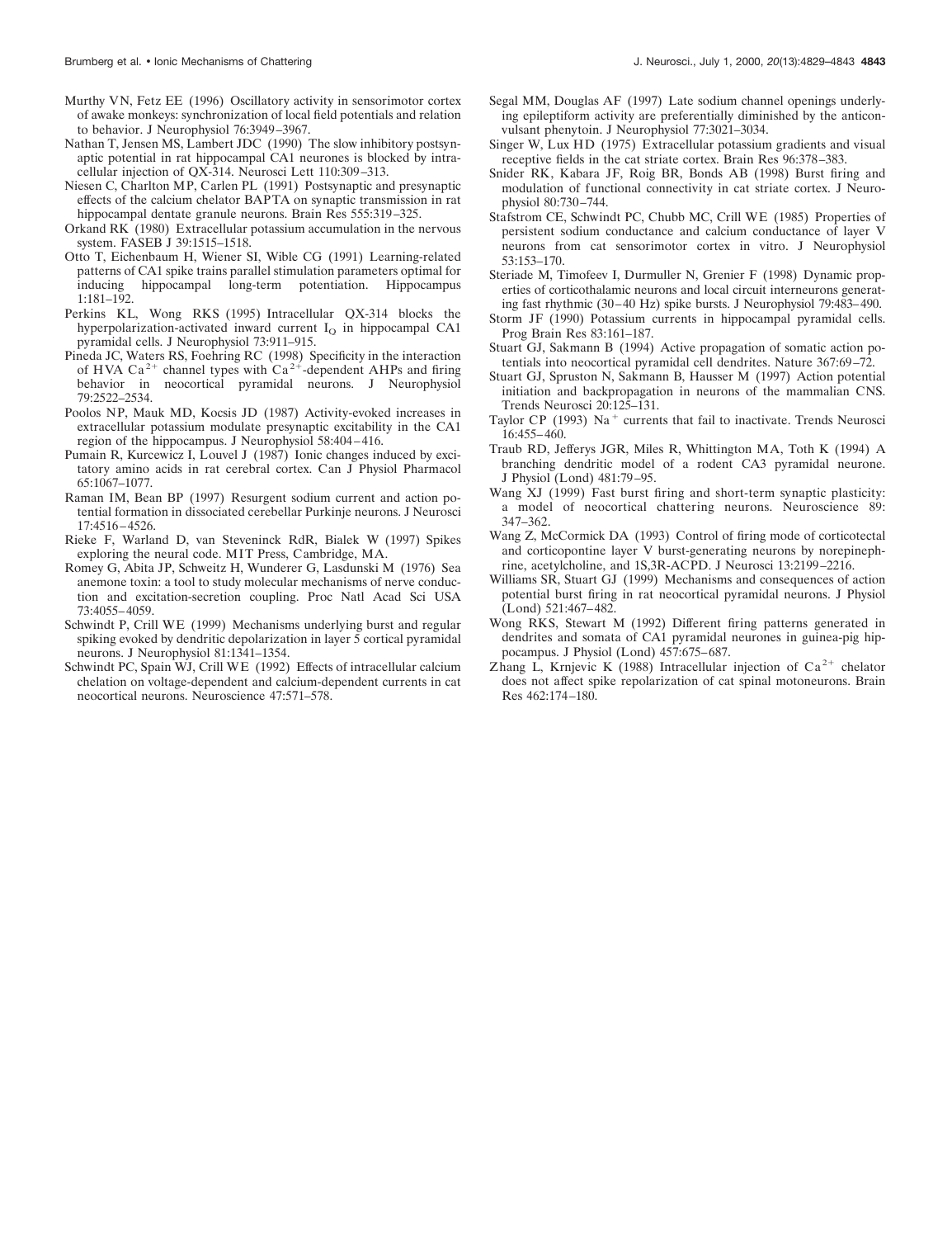Murthy VN, Fetz EE (1996) Oscillatory activity in sensorimotor cortex of awake monkeys: synchronization of local field potentials and relation to behavior. J Neurophysiol 76:3949–3967.

Nathan T, Jensen MS, Lambert JDC (1990) The slow inhibitory postsynaptic potential in rat hippocampal CA1 neurones is blocked by intracellular injection of QX-314. Neurosci Lett 110:309–313.

Niesen C, Charlton MP, Carlen PL (1991) Postsynaptic and presynaptic effects of the calcium chelator BAPTA on synaptic transmission in rat hippocampal dentate granule neurons. Brain Res 555:319–325.

Orkand RK (1980) Extracellular potassium accumulation in the nervous system. FASEB J 39:1515–1518.

Otto T, Eichenbaum H, Wiener SI, Wible CG (1991) Learning-related patterns of CA1 spike trains parallel stimulation parameters optimal for inducing hippocampal long-term potentiation. Hippocampus 1:181–192.

Perkins KL, Wong RKS (1995) Intracellular QX-314 blocks the hyperpolarization-activated inward current $I_Q$ in hippocampal CA1 pyramidal cells. J Neurophysiol 73:911–915.

Pineda JC, Waters RS, Foehring RC (1998) Specificity in the interaction of HVA $Ca^{2+}$ channel types with $Ca^{2+}$-dependent AHPs and firing behavior in neocortical pyramidal neurons. J Neurophysiol 79:2522–2534.

Poolos NP, Mauk MD, Kocsis JD (1987) Activity-evoked increases in extracellular potassium modulate presynaptic excitability in the CA1 region of the hippocampus. J Neurophysiol 58:404–416.

Pumain R, Kurcewicz I, Louvel J (1987) Ionic changes induced by excitatory amino acids in rat cerebral cortex. Can J Physiol Pharmacol 65:1067–1077.

Raman IM, Bean BP (1997) Resurgent sodium current and action potential formation in dissociated cerebellar Purkinje neurons. J Neurosci 17:4516–4526.

Rieke F, Warland D, van Steveninck RdR, Bialek W (1997) Spikes exploring the neural code. MIT Press, Cambridge, MA.

Romey G, Abita JP, Schweitz H, Wunderer G, Lasdunski M (1976) Sea anemone toxin: a tool to study molecular mechanisms of nerve conduction and excitation-secretion coupling. Proc Natl Acad Sci USA 73:4055–4059.

Schwindt P, Crill WE (1999) Mechanisms underlying burst and regular spiking evoked by dendritic depolarization in layer 5 cortical pyramidal neurons. J Neurophysiol 81:1341–1354.

Schwindt PC, Spain WJ, Crill WE (1992) Effects of intracellular calcium chelation on voltage-dependent and calcium-dependent currents in cat neocortical neurons. Neuroscience 47:571–578.

Segal MM, Douglas AF (1997) Late sodium channel openings underlying epileptiform activity are preferentially diminished by the anticonvulsant phenytoin. J Neurophysiol 77:3021–3034.

Singer W, Lux HD (1975) Extracellular potassium gradients and visual receptive fields in the cat striate cortex. Brain Res 96:378–383.

Snider RK, Kabara JF, Roig BR, Bonds AB (1998) Burst firing and modulation of functional connectivity in cat striate cortex. J Neurophysiol 80:730–744.

Stafstrom CE, Schwindt PC, Chubb MC, Crill WE (1985) Properties of persistent sodium conductance and calcium conductance of layer V neurons from cat sensorimotor cortex in vitro. J Neurophysiol 53:153–170.

Steriade M, Timofeev I, Durmuller N, Grenier F (1998) Dynamic properties of corticothalamic neurons and local circuit interneurons generating fast rhythmic (30–40 Hz) spike bursts. J Neurophysiol 79:483–490.

Storm JF (1990) Potassium currents in hippocampal pyramidal cells. Prog Brain Res 83:161–187.

Stuart GJ, Sakmann B (1994) Active propagation of somatic action potentials into neocortical pyramidal cell dendrites. Nature 367:69–72.

Stuart GJ, Spruston N, Sakmann B, Hausser M (1997) Action potential initiation and backpropagation in neurons of the mammalian CNS. Trends Neurosci 20:125–131.

Taylor CP (1993) $Na^+$ currents that fail to inactivate. Trends Neurosci 16:455–460.

Traub RD, Jefferys JGR, Miles R, Whittington MA, Toth K (1994) A branching dendritic model of a rodent CA3 pyramidal neurone. J Physiol (Lond) 481:79–95.

Wang XJ (1999) Fast burst firing and short-term synaptic plasticity: a model of neocortical chattering neurons. Neuroscience 89: 347–362.

Wang Z, McCormick DA (1993) Control of firing mode of corticotectal and corticopontine layer V burst-generating neurons by norepinephrine, acetylcholine, and 1S,3R-ACPD. J Neurosci 13:2199–2216.

Williams SR, Stuart GJ (1999) Mechanisms and consequences of action potential burst firing in rat neocortical pyramidal neurons. J Physiol (Lond) 521:467–482.

Wong RKS, Stewart M (1992) Different firing patterns generated in dendrites and somata of CA1 pyramidal neurones in guinea-pig hippocampus. J Physiol (Lond) 457:675–687.

Zhang L, Krnjevic K (1988) Intracellular injection of $Ca^{2+}$ chelator does not affect spike repolarization of cat spinal motoneurons. Brain Res 462:174–180.